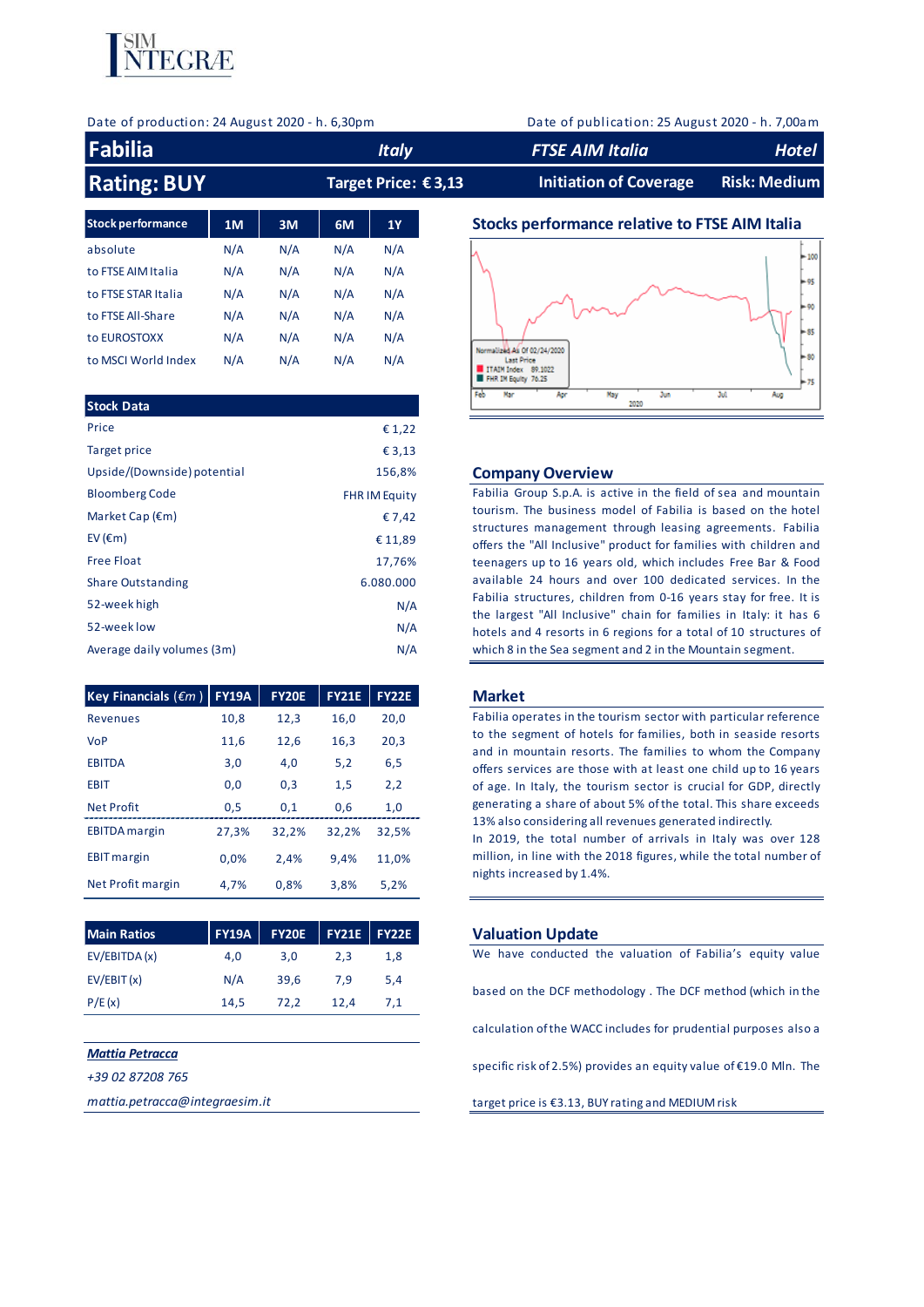Date of production: 24 August 2020 - h. 6,30pm

Date of publication: 25 August 2020 - h. 7,00am

# Fabilia

**Italy** | **FTSE AIM Italia** | **Hotel**

**Rating: BUY** | **Target Price: € 3,13** | **Initiation of Coverage** | **Risk: Medium**

| Stock performance | 1M | 3M | 6M | 1Y |
|---|---|---|---|---|
| absolute | N/A | N/A | N/A | N/A |
| to FTSE AIM Italia | N/A | N/A | N/A | N/A |
| to FTSE STAR Italia | N/A | N/A | N/A | N/A |
| to FTSE All-Share | N/A | N/A | N/A | N/A |
| to EUROSTOXX | N/A | N/A | N/A | N/A |
| to MSCI World Index | N/A | N/A | N/A | N/A |

## Stocks performance relative to FTSE AIM Italia

| Stock Data | |
|---|---|
| Price | € 1,22 |
| Target price | € 3,13 |
| Upside/(Downside) potential | 156,8% |
| Bloomberg Code | FHR IM Equity |
| Market Cap (€m) | € 7,42 |
| EV (€m) | € 11,89 |
| Free Float | 17,76% |
| Share Outstanding | 6.080.000 |
| 52-week high | N/A |
| 52-week low | N/A |
| Average daily volumes (3m) | N/A |

| Key Financials (€m) | FY19A | FY20E | FY21E | FY22E |
|---|---|---|---|---|
| Revenues | 10,8 | 12,3 | 16,0 | 20,0 |
| VoP | 11,6 | 12,6 | 16,3 | 20,3 |
| EBITDA | 3,0 | 4,0 | 5,2 | 6,5 |
| EBIT | 0,0 | 0,3 | 1,5 | 2,2 |
| Net Profit | 0,5 | 0,1 | 0,6 | 1,0 |
| EBITDA margin | 27,3% | 32,2% | 32,2% | 32,5% |
| EBIT margin | 0,0% | 2,4% | 9,4% | 11,0% |
| Net Profit margin | 4,7% | 0,8% | 3,8% | 5,2% |

| Main Ratios | FY19A | FY20E | FY21E | FY22E |
|---|---|---|---|---|
| EV/EBITDA (x) | 4,0 | 3,0 | 2,3 | 1,8 |
| EV/EBIT (x) | N/A | 39,6 | 7,9 | 5,4 |
| P/E (x) | 14,5 | 72,2 | 12,4 | 7,1 |

***Mattia Petracca***

*+39 02 87208 765*

*mattia.petracca@integraesim.it*

## Company Overview

Fabilia Group S.p.A. is active in the field of sea and mountain tourism. The business model of Fabilia is based on the hotel structures management through leasing agreements. Fabilia offers the "All Inclusive" product for families with children and teenagers up to 16 years old, which includes Free Bar & Food available 24 hours and over 100 dedicated services. In the Fabilia structures, children from 0-16 years stay for free. It is the largest "All Inclusive" chain for families in Italy: it has 6 hotels and 4 resorts in 6 regions for a total of 10 structures of which 8 in the Sea segment and 2 in the Mountain segment.

## Market

Fabilia operates in the tourism sector with particular reference to the segment of hotels for families, both in seaside resorts and in mountain resorts. The families to whom the Company offers services are those with at least one child up to 16 years of age. In Italy, the tourism sector is crucial for GDP, directly generating a share of about 5% of the total. This share exceeds 13% also considering all revenues generated indirectly.

In 2019, the total number of arrivals in Italy was over 128 million, in line with the 2018 figures, while the total number of nights increased by 1.4%.

## Valuation Update

We have conducted the valuation of Fabilia's equity value based on the DCF methodology . The DCF method (which in the calculation of the WACC includes for prudential purposes also a specific risk of 2.5%) provides an equity value of €19.0 Mln. The target price is €3.13, BUY rating and MEDIUM risk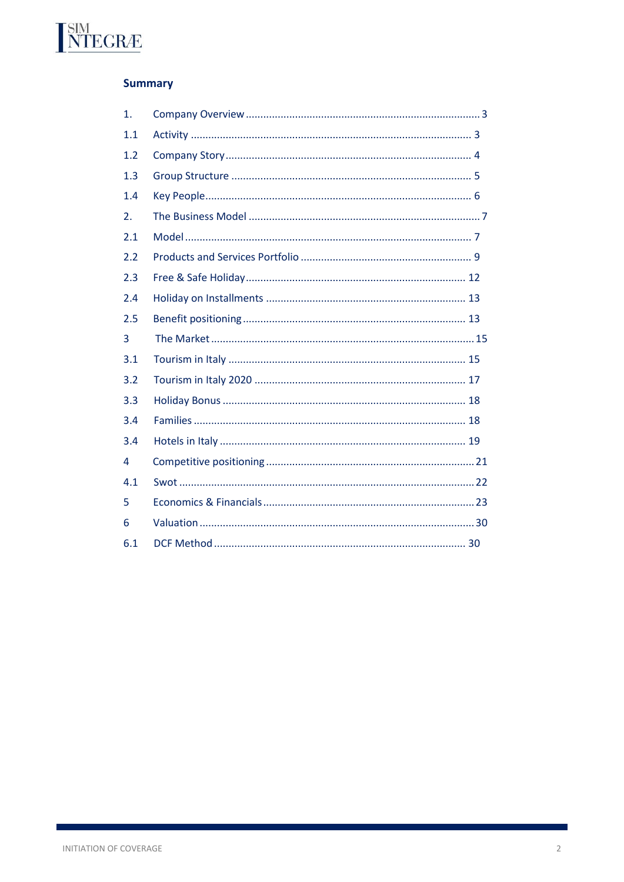## Summary

| | | |
|---|---|---|
| 1. | Company Overview | 3 |
| 1.1 | Activity | 3 |
| 1.2 | Company Story | 4 |
| 1.3 | Group Structure | 5 |
| 1.4 | Key People | 6 |
| 2. | The Business Model | 7 |
| 2.1 | Model | 7 |
| 2.2 | Products and Services Portfolio | 9 |
| 2.3 | Free & Safe Holiday | 12 |
| 2.4 | Holiday on Installments | 13 |
| 2.5 | Benefit positioning | 13 |
| 3 | The Market | 15 |
| 3.1 | Tourism in Italy | 15 |
| 3.2 | Tourism in Italy 2020 | 17 |
| 3.3 | Holiday Bonus | 18 |
| 3.4 | Families | 18 |
| 3.4 | Hotels in Italy | 19 |
| 4 | Competitive positioning | 21 |
| 4.1 | Swot | 22 |
| 5 | Economics & Financials | 23 |
| 6 | Valuation | 30 |
| 6.1 | DCF Method | 30 |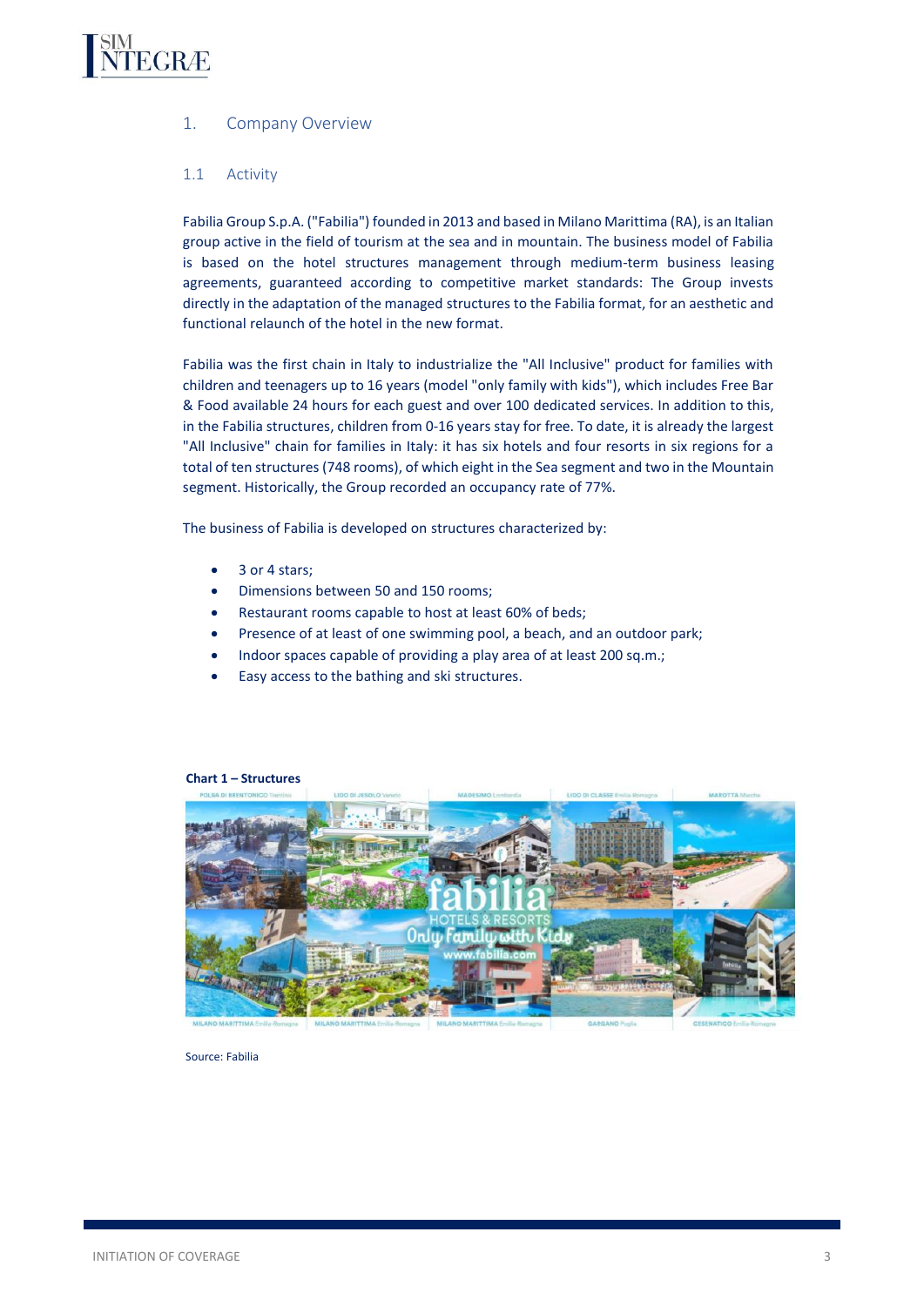## 1. Company Overview

### 1.1 Activity

Fabilia Group S.p.A. ("Fabilia") founded in 2013 and based in Milano Marittima (RA), is an Italian group active in the field of tourism at the sea and in mountain. The business model of Fabilia is based on the hotel structures management through medium-term business leasing agreements, guaranteed according to competitive market standards: The Group invests directly in the adaptation of the managed structures to the Fabilia format, for an aesthetic and functional relaunch of the hotel in the new format.

Fabilia was the first chain in Italy to industrialize the "All Inclusive" product for families with children and teenagers up to 16 years (model "only family with kids"), which includes Free Bar & Food available 24 hours for each guest and over 100 dedicated services. In addition to this, in the Fabilia structures, children from 0-16 years stay for free. To date, it is already the largest "All Inclusive" chain for families in Italy: it has six hotels and four resorts in six regions for a total of ten structures (748 rooms), of which eight in the Sea segment and two in the Mountain segment. Historically, the Group recorded an occupancy rate of 77%.

The business of Fabilia is developed on structures characterized by:

- 3 or 4 stars;
- Dimensions between 50 and 150 rooms;
- Restaurant rooms capable to host at least 60% of beds;
- Presence of at least of one swimming pool, a beach, and an outdoor park;
- Indoor spaces capable of providing a play area of at least 200 sq.m.;
- Easy access to the bathing and ski structures.

**Chart 1 – Structures**

Source: Fabilia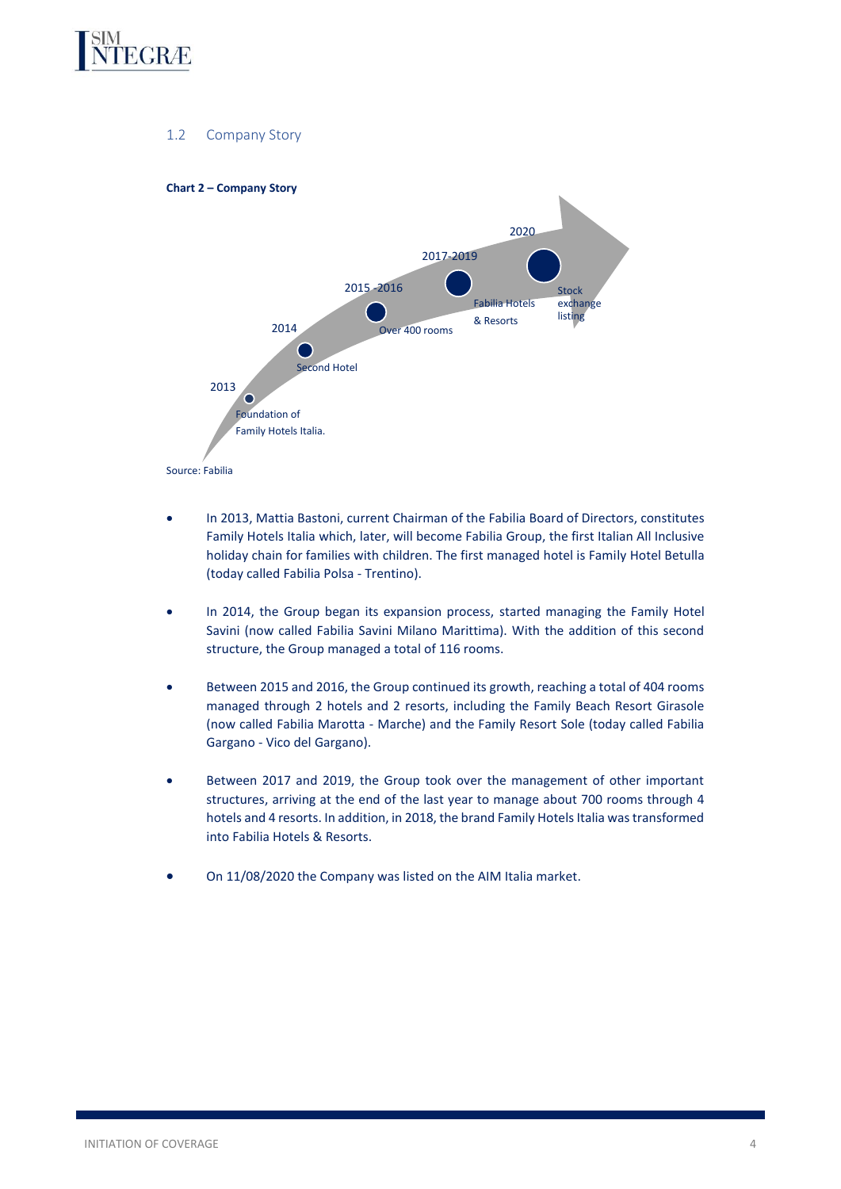## 1.2 Company Story

**Chart 2 – Company Story**

2013 – Foundation of Family Hotels Italia.

2014 – Second Hotel

2015 -2016 – Over 400 rooms

2017-2019 – Fabilia Hotels & Resorts

2020 – Stock exchange listing

Source: Fabilia

- In 2013, Mattia Bastoni, current Chairman of the Fabilia Board of Directors, constitutes Family Hotels Italia which, later, will become Fabilia Group, the first Italian All Inclusive holiday chain for families with children. The first managed hotel is Family Hotel Betulla (today called Fabilia Polsa - Trentino).

- In 2014, the Group began its expansion process, started managing the Family Hotel Savini (now called Fabilia Savini Milano Marittima). With the addition of this second structure, the Group managed a total of 116 rooms.

- Between 2015 and 2016, the Group continued its growth, reaching a total of 404 rooms managed through 2 hotels and 2 resorts, including the Family Beach Resort Girasole (now called Fabilia Marotta - Marche) and the Family Resort Sole (today called Fabilia Gargano - Vico del Gargano).

- Between 2017 and 2019, the Group took over the management of other important structures, arriving at the end of the last year to manage about 700 rooms through 4 hotels and 4 resorts. In addition, in 2018, the brand Family Hotels Italia was transformed into Fabilia Hotels & Resorts.

- On 11/08/2020 the Company was listed on the AIM Italia market.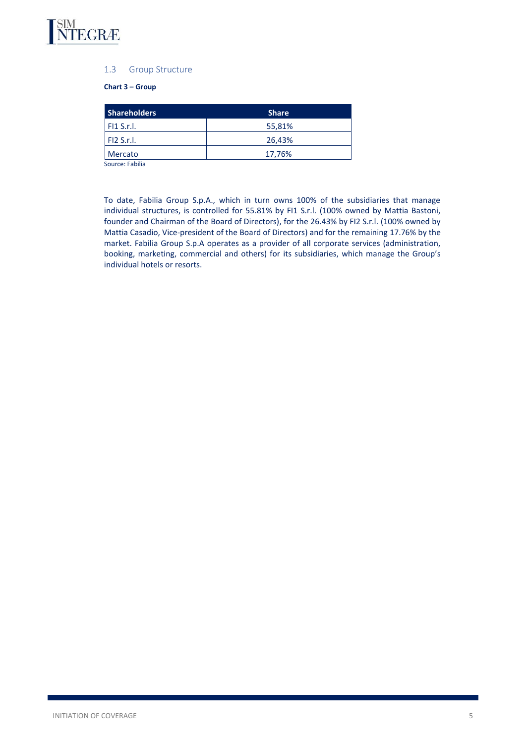## 1.3 Group Structure

**Chart 3 – Group**

| Shareholders | Share |
|---|---|
| FI1 S.r.l. | 55,81% |
| FI2 S.r.l. | 26,43% |
| Mercato | 17,76% |

Source: Fabilia

To date, Fabilia Group S.p.A., which in turn owns 100% of the subsidiaries that manage individual structures, is controlled for 55.81% by FI1 S.r.l. (100% owned by Mattia Bastoni, founder and Chairman of the Board of Directors), for the 26.43% by FI2 S.r.l. (100% owned by Mattia Casadio, Vice-president of the Board of Directors) and for the remaining 17.76% by the market. Fabilia Group S.p.A operates as a provider of all corporate services (administration, booking, marketing, commercial and others) for its subsidiaries, which manage the Group's individual hotels or resorts.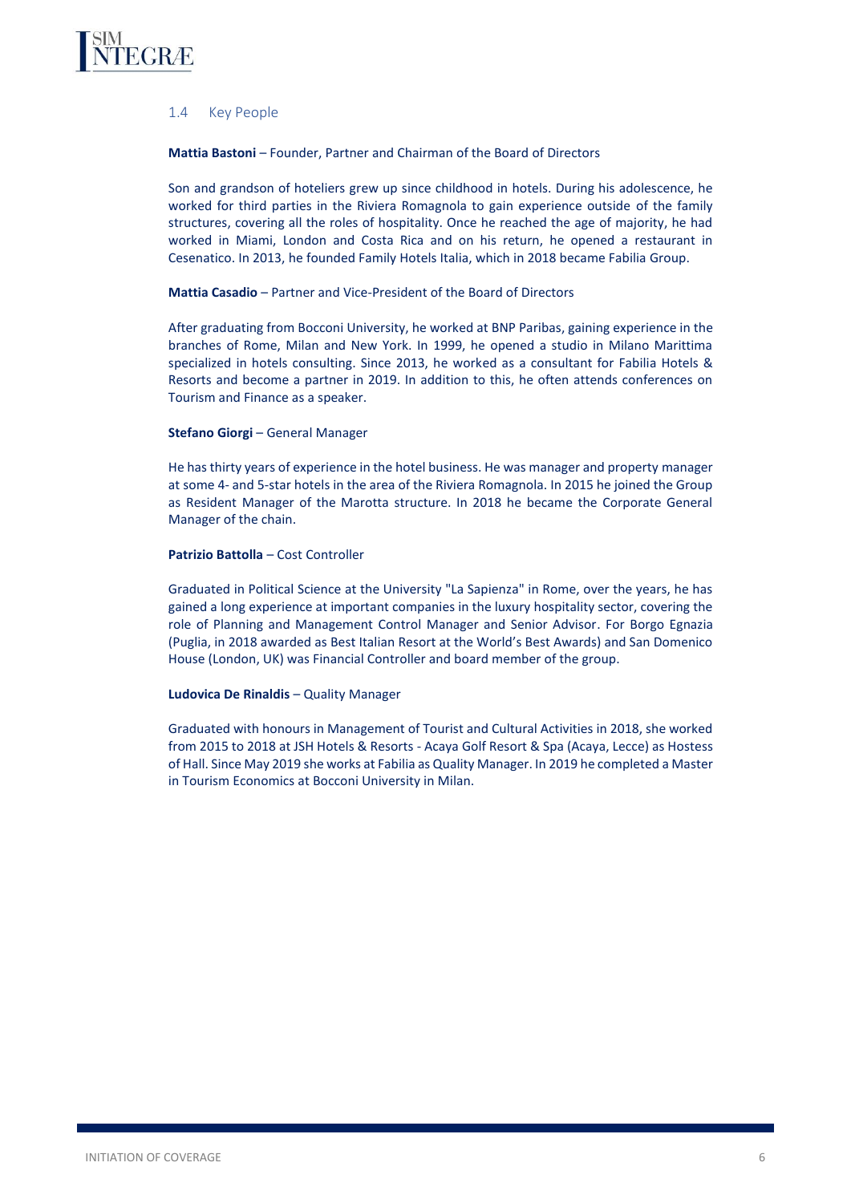### 1.4 Key People

**Mattia Bastoni** – Founder, Partner and Chairman of the Board of Directors

Son and grandson of hoteliers grew up since childhood in hotels. During his adolescence, he worked for third parties in the Riviera Romagnola to gain experience outside of the family structures, covering all the roles of hospitality. Once he reached the age of majority, he had worked in Miami, London and Costa Rica and on his return, he opened a restaurant in Cesenatico. In 2013, he founded Family Hotels Italia, which in 2018 became Fabilia Group.

**Mattia Casadio** – Partner and Vice-President of the Board of Directors

After graduating from Bocconi University, he worked at BNP Paribas, gaining experience in the branches of Rome, Milan and New York. In 1999, he opened a studio in Milano Marittima specialized in hotels consulting. Since 2013, he worked as a consultant for Fabilia Hotels & Resorts and become a partner in 2019. In addition to this, he often attends conferences on Tourism and Finance as a speaker.

**Stefano Giorgi** – General Manager

He has thirty years of experience in the hotel business. He was manager and property manager at some 4- and 5-star hotels in the area of the Riviera Romagnola. In 2015 he joined the Group as Resident Manager of the Marotta structure. In 2018 he became the Corporate General Manager of the chain.

**Patrizio Battolla** – Cost Controller

Graduated in Political Science at the University "La Sapienza" in Rome, over the years, he has gained a long experience at important companies in the luxury hospitality sector, covering the role of Planning and Management Control Manager and Senior Advisor. For Borgo Egnazia (Puglia, in 2018 awarded as Best Italian Resort at the World's Best Awards) and San Domenico House (London, UK) was Financial Controller and board member of the group.

**Ludovica De Rinaldis** – Quality Manager

Graduated with honours in Management of Tourist and Cultural Activities in 2018, she worked from 2015 to 2018 at JSH Hotels & Resorts - Acaya Golf Resort & Spa (Acaya, Lecce) as Hostess of Hall. Since May 2019 she works at Fabilia as Quality Manager. In 2019 he completed a Master in Tourism Economics at Bocconi University in Milan.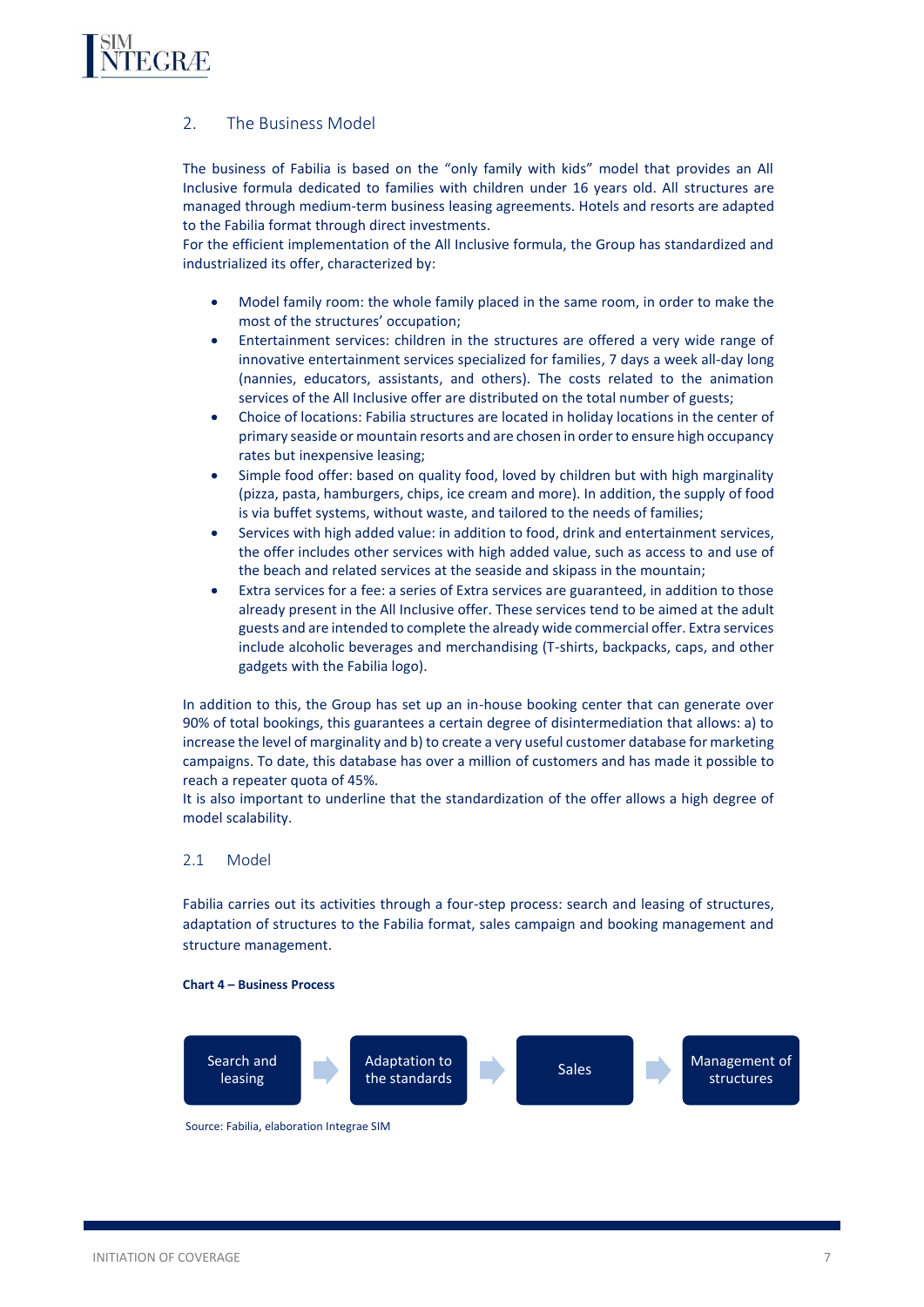## 2. The Business Model

The business of Fabilia is based on the "only family with kids" model that provides an All Inclusive formula dedicated to families with children under 16 years old. All structures are managed through medium-term business leasing agreements. Hotels and resorts are adapted to the Fabilia format through direct investments.
For the efficient implementation of the All Inclusive formula, the Group has standardized and industrialized its offer, characterized by:

- Model family room: the whole family placed in the same room, in order to make the most of the structures' occupation;
- Entertainment services: children in the structures are offered a very wide range of innovative entertainment services specialized for families, 7 days a week all-day long (nannies, educators, assistants, and others). The costs related to the animation services of the All Inclusive offer are distributed on the total number of guests;
- Choice of locations: Fabilia structures are located in holiday locations in the center of primary seaside or mountain resorts and are chosen in order to ensure high occupancy rates but inexpensive leasing;
- Simple food offer: based on quality food, loved by children but with high marginality (pizza, pasta, hamburgers, chips, ice cream and more). In addition, the supply of food is via buffet systems, without waste, and tailored to the needs of families;
- Services with high added value: in addition to food, drink and entertainment services, the offer includes other services with high added value, such as access to and use of the beach and related services at the seaside and skipass in the mountain;
- Extra services for a fee: a series of Extra services are guaranteed, in addition to those already present in the All Inclusive offer. These services tend to be aimed at the adult guests and are intended to complete the already wide commercial offer. Extra services include alcoholic beverages and merchandising (T-shirts, backpacks, caps, and other gadgets with the Fabilia logo).

In addition to this, the Group has set up an in-house booking center that can generate over 90% of total bookings, this guarantees a certain degree of disintermediation that allows: a) to increase the level of marginality and b) to create a very useful customer database for marketing campaigns. To date, this database has over a million of customers and has made it possible to reach a repeater quota of 45%.
It is also important to underline that the standardization of the offer allows a high degree of model scalability.

### 2.1 Model

Fabilia carries out its activities through a four-step process: search and leasing of structures, adaptation of structures to the Fabilia format, sales campaign and booking management and structure management.

**Chart 4 – Business Process**

Search and leasing → Adaptation to the standards → Sales → Management of structures

Source: Fabilia, elaboration Integrae SIM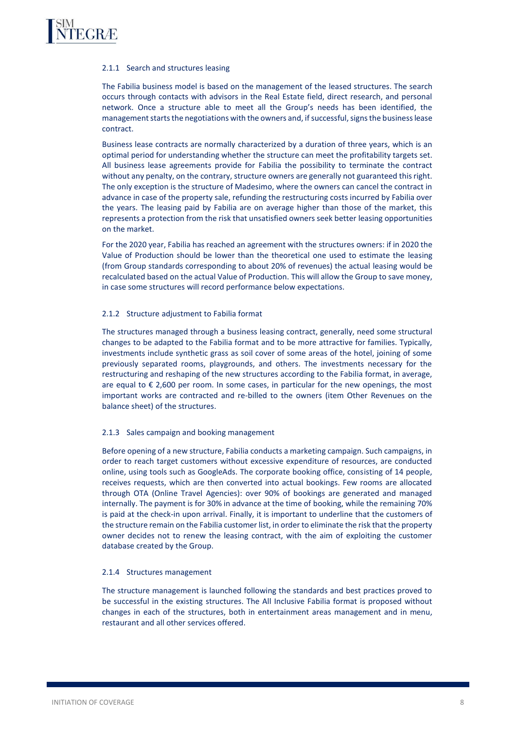### 2.1.1 Search and structures leasing

The Fabilia business model is based on the management of the leased structures. The search occurs through contacts with advisors in the Real Estate field, direct research, and personal network. Once a structure able to meet all the Group's needs has been identified, the management starts the negotiations with the owners and, if successful, signs the business lease contract.

Business lease contracts are normally characterized by a duration of three years, which is an optimal period for understanding whether the structure can meet the profitability targets set. All business lease agreements provide for Fabilia the possibility to terminate the contract without any penalty, on the contrary, structure owners are generally not guaranteed this right. The only exception is the structure of Madesimo, where the owners can cancel the contract in advance in case of the property sale, refunding the restructuring costs incurred by Fabilia over the years. The leasing paid by Fabilia are on average higher than those of the market, this represents a protection from the risk that unsatisfied owners seek better leasing opportunities on the market.

For the 2020 year, Fabilia has reached an agreement with the structures owners: if in 2020 the Value of Production should be lower than the theoretical one used to estimate the leasing (from Group standards corresponding to about 20% of revenues) the actual leasing would be recalculated based on the actual Value of Production. This will allow the Group to save money, in case some structures will record performance below expectations.

### 2.1.2 Structure adjustment to Fabilia format

The structures managed through a business leasing contract, generally, need some structural changes to be adapted to the Fabilia format and to be more attractive for families. Typically, investments include synthetic grass as soil cover of some areas of the hotel, joining of some previously separated rooms, playgrounds, and others. The investments necessary for the restructuring and reshaping of the new structures according to the Fabilia format, in average, are equal to € 2,600 per room. In some cases, in particular for the new openings, the most important works are contracted and re-billed to the owners (item Other Revenues on the balance sheet) of the structures.

### 2.1.3 Sales campaign and booking management

Before opening of a new structure, Fabilia conducts a marketing campaign. Such campaigns, in order to reach target customers without excessive expenditure of resources, are conducted online, using tools such as GoogleAds. The corporate booking office, consisting of 14 people, receives requests, which are then converted into actual bookings. Few rooms are allocated through OTA (Online Travel Agencies): over 90% of bookings are generated and managed internally. The payment is for 30% in advance at the time of booking, while the remaining 70% is paid at the check-in upon arrival. Finally, it is important to underline that the customers of the structure remain on the Fabilia customer list, in order to eliminate the risk that the property owner decides not to renew the leasing contract, with the aim of exploiting the customer database created by the Group.

### 2.1.4 Structures management

The structure management is launched following the standards and best practices proved to be successful in the existing structures. The All Inclusive Fabilia format is proposed without changes in each of the structures, both in entertainment areas management and in menu, restaurant and all other services offered.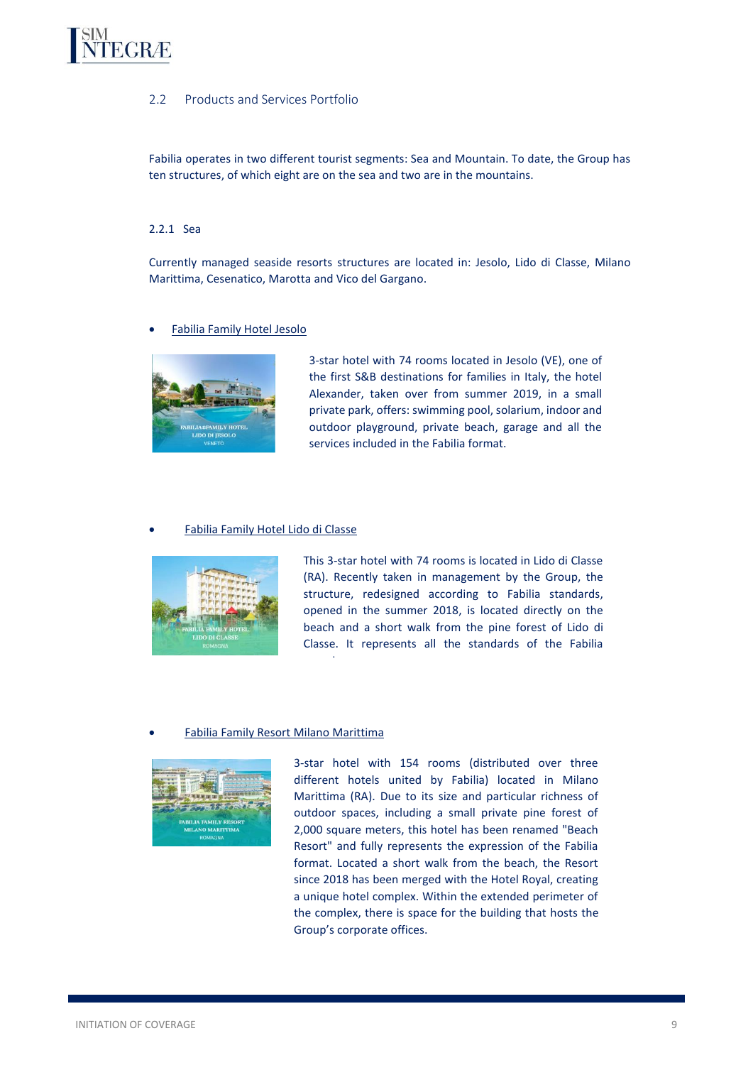## 2.2 Products and Services Portfolio

Fabilia operates in two different tourist segments: Sea and Mountain. To date, the Group has ten structures, of which eight are on the sea and two are in the mountains.

### 2.2.1 Sea

Currently managed seaside resorts structures are located in: Jesolo, Lido di Classe, Milano Marittima, Cesenatico, Marotta and Vico del Gargano.

- Fabilia Family Hotel Jesolo

3-star hotel with 74 rooms located in Jesolo (VE), one of the first S&B destinations for families in Italy, the hotel Alexander, taken over from summer 2019, in a small private park, offers: swimming pool, solarium, indoor and outdoor playground, private beach, garage and all the services included in the Fabilia format.

- Fabilia Family Hotel Lido di Classe

This 3-star hotel with 74 rooms is located in Lido di Classe (RA). Recently taken in management by the Group, the structure, redesigned according to Fabilia standards, opened in the summer 2018, is located directly on the beach and a short walk from the pine forest of Lido di Classe. It represents all the standards of the Fabilia

- Fabilia Family Resort Milano Marittima

3-star hotel with 154 rooms (distributed over three different hotels united by Fabilia) located in Milano Marittima (RA). Due to its size and particular richness of outdoor spaces, including a small private pine forest of 2,000 square meters, this hotel has been renamed "Beach Resort" and fully represents the expression of the Fabilia format. Located a short walk from the beach, the Resort since 2018 has been merged with the Hotel Royal, creating a unique hotel complex. Within the extended perimeter of the complex, there is space for the building that hosts the Group's corporate offices.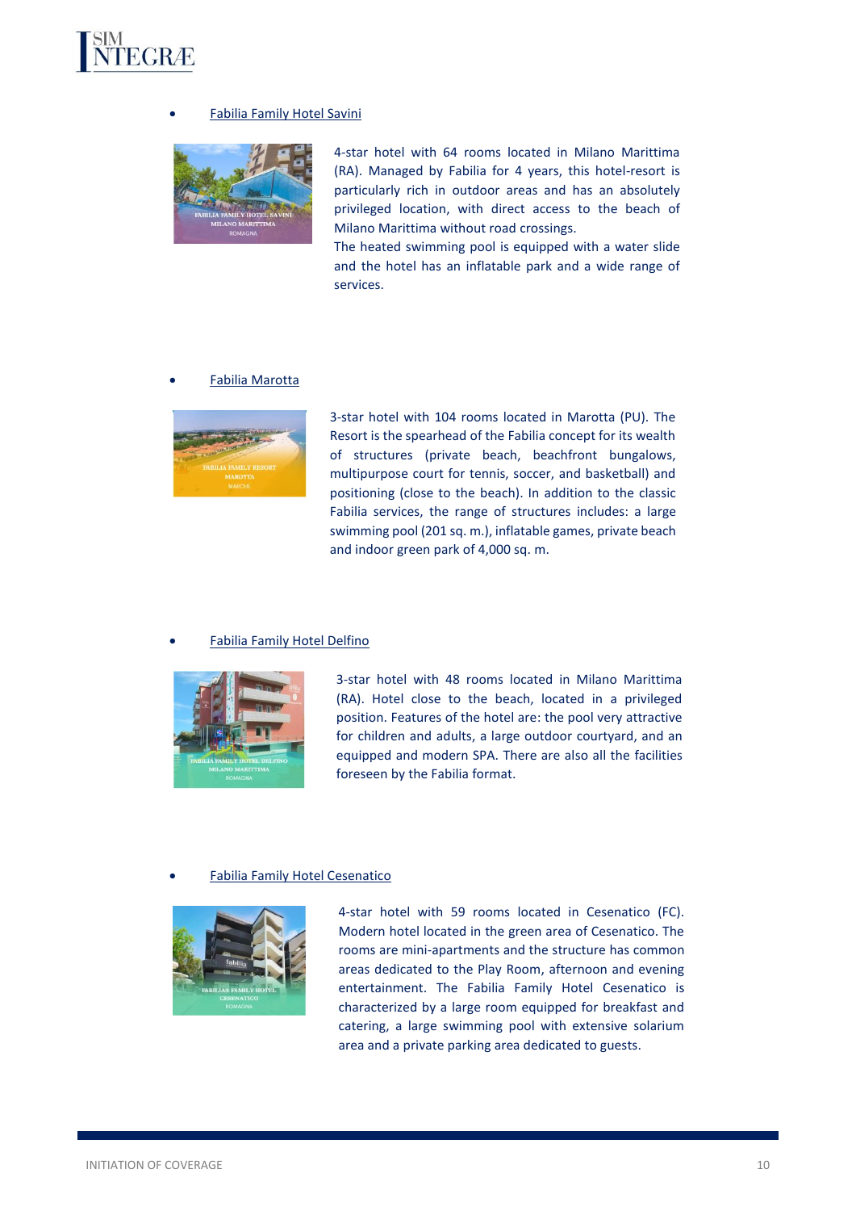- Fabilia Family Hotel Savini

4-star hotel with 64 rooms located in Milano Marittima (RA). Managed by Fabilia for 4 years, this hotel-resort is particularly rich in outdoor areas and has an absolutely privileged location, with direct access to the beach of Milano Marittima without road crossings.
The heated swimming pool is equipped with a water slide and the hotel has an inflatable park and a wide range of services.

- Fabilia Marotta

3-star hotel with 104 rooms located in Marotta (PU). The Resort is the spearhead of the Fabilia concept for its wealth of structures (private beach, beachfront bungalows, multipurpose court for tennis, soccer, and basketball) and positioning (close to the beach). In addition to the classic Fabilia services, the range of structures includes: a large swimming pool (201 sq. m.), inflatable games, private beach and indoor green park of 4,000 sq. m.

- Fabilia Family Hotel Delfino

3-star hotel with 48 rooms located in Milano Marittima (RA). Hotel close to the beach, located in a privileged position. Features of the hotel are: the pool very attractive for children and adults, a large outdoor courtyard, and an equipped and modern SPA. There are also all the facilities foreseen by the Fabilia format.

- Fabilia Family Hotel Cesenatico

4-star hotel with 59 rooms located in Cesenatico (FC). Modern hotel located in the green area of Cesenatico. The rooms are mini-apartments and the structure has common areas dedicated to the Play Room, afternoon and evening entertainment. The Fabilia Family Hotel Cesenatico is characterized by a large room equipped for breakfast and catering, a large swimming pool with extensive solarium area and a private parking area dedicated to guests.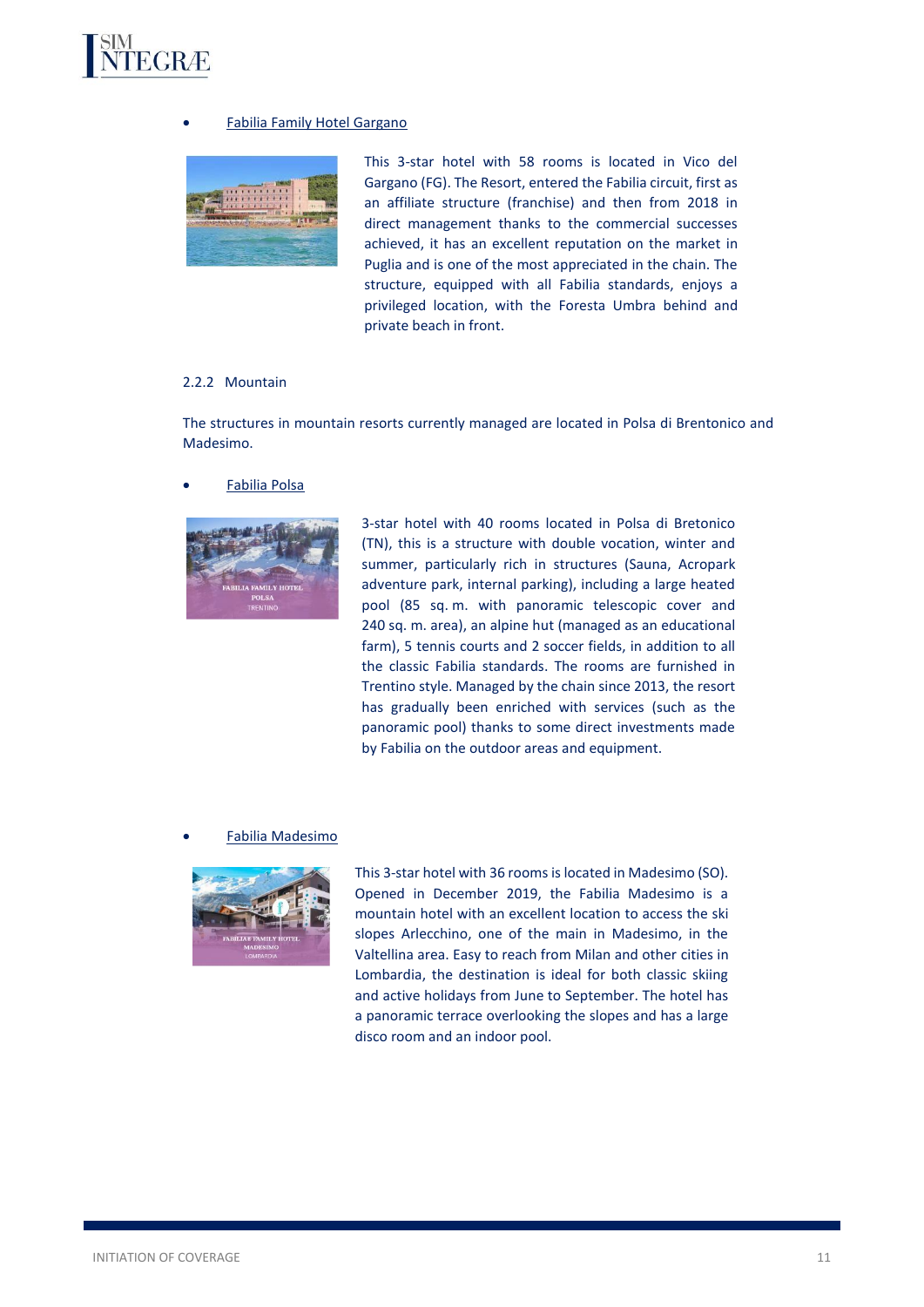- Fabilia Family Hotel Gargano

This 3-star hotel with 58 rooms is located in Vico del Gargano (FG). The Resort, entered the Fabilia circuit, first as an affiliate structure (franchise) and then from 2018 in direct management thanks to the commercial successes achieved, it has an excellent reputation on the market in Puglia and is one of the most appreciated in the chain. The structure, equipped with all Fabilia standards, enjoys a privileged location, with the Foresta Umbra behind and private beach in front.

### 2.2.2 Mountain

The structures in mountain resorts currently managed are located in Polsa di Brentonico and Madesimo.

- Fabilia Polsa

3-star hotel with 40 rooms located in Polsa di Bretonico (TN), this is a structure with double vocation, winter and summer, particularly rich in structures (Sauna, Acropark adventure park, internal parking), including a large heated pool (85 sq. m. with panoramic telescopic cover and 240 sq. m. area), an alpine hut (managed as an educational farm), 5 tennis courts and 2 soccer fields, in addition to all the classic Fabilia standards. The rooms are furnished in Trentino style. Managed by the chain since 2013, the resort has gradually been enriched with services (such as the panoramic pool) thanks to some direct investments made by Fabilia on the outdoor areas and equipment.

- Fabilia Madesimo

This 3-star hotel with 36 rooms is located in Madesimo (SO). Opened in December 2019, the Fabilia Madesimo is a mountain hotel with an excellent location to access the ski slopes Arlecchino, one of the main in Madesimo, in the Valtellina area. Easy to reach from Milan and other cities in Lombardia, the destination is ideal for both classic skiing and active holidays from June to September. The hotel has a panoramic terrace overlooking the slopes and has a large disco room and an indoor pool.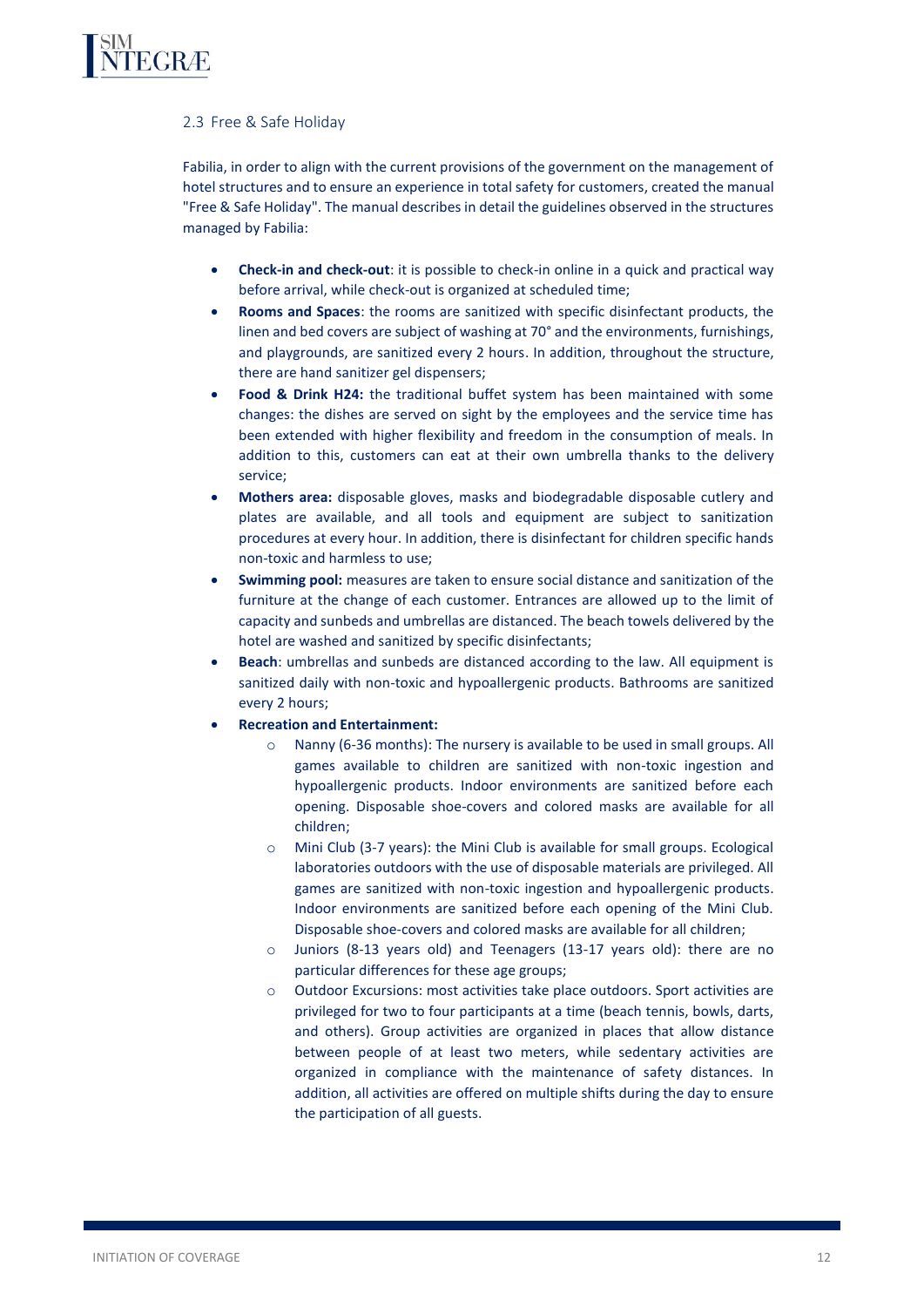### 2.3 Free & Safe Holiday

Fabilia, in order to align with the current provisions of the government on the management of hotel structures and to ensure an experience in total safety for customers, created the manual "Free & Safe Holiday". The manual describes in detail the guidelines observed in the structures managed by Fabilia:

- **Check-in and check-out**: it is possible to check-in online in a quick and practical way before arrival, while check-out is organized at scheduled time;
- **Rooms and Spaces**: the rooms are sanitized with specific disinfectant products, the linen and bed covers are subject of washing at 70° and the environments, furnishings, and playgrounds, are sanitized every 2 hours. In addition, throughout the structure, there are hand sanitizer gel dispensers;
- **Food & Drink H24:** the traditional buffet system has been maintained with some changes: the dishes are served on sight by the employees and the service time has been extended with higher flexibility and freedom in the consumption of meals. In addition to this, customers can eat at their own umbrella thanks to the delivery service;
- **Mothers area:** disposable gloves, masks and biodegradable disposable cutlery and plates are available, and all tools and equipment are subject to sanitization procedures at every hour. In addition, there is disinfectant for children specific hands non-toxic and harmless to use;
- **Swimming pool:** measures are taken to ensure social distance and sanitization of the furniture at the change of each customer. Entrances are allowed up to the limit of capacity and sunbeds and umbrellas are distanced. The beach towels delivered by the hotel are washed and sanitized by specific disinfectants;
- **Beach**: umbrellas and sunbeds are distanced according to the law. All equipment is sanitized daily with non-toxic and hypoallergenic products. Bathrooms are sanitized every 2 hours;
- **Recreation and Entertainment:**
  - Nanny (6-36 months): The nursery is available to be used in small groups. All games available to children are sanitized with non-toxic ingestion and hypoallergenic products. Indoor environments are sanitized before each opening. Disposable shoe-covers and colored masks are available for all children;
  - Mini Club (3-7 years): the Mini Club is available for small groups. Ecological laboratories outdoors with the use of disposable materials are privileged. All games are sanitized with non-toxic ingestion and hypoallergenic products. Indoor environments are sanitized before each opening of the Mini Club. Disposable shoe-covers and colored masks are available for all children;
  - Juniors (8-13 years old) and Teenagers (13-17 years old): there are no particular differences for these age groups;
  - Outdoor Excursions: most activities take place outdoors. Sport activities are privileged for two to four participants at a time (beach tennis, bowls, darts, and others). Group activities are organized in places that allow distance between people of at least two meters, while sedentary activities are organized in compliance with the maintenance of safety distances. In addition, all activities are offered on multiple shifts during the day to ensure the participation of all guests.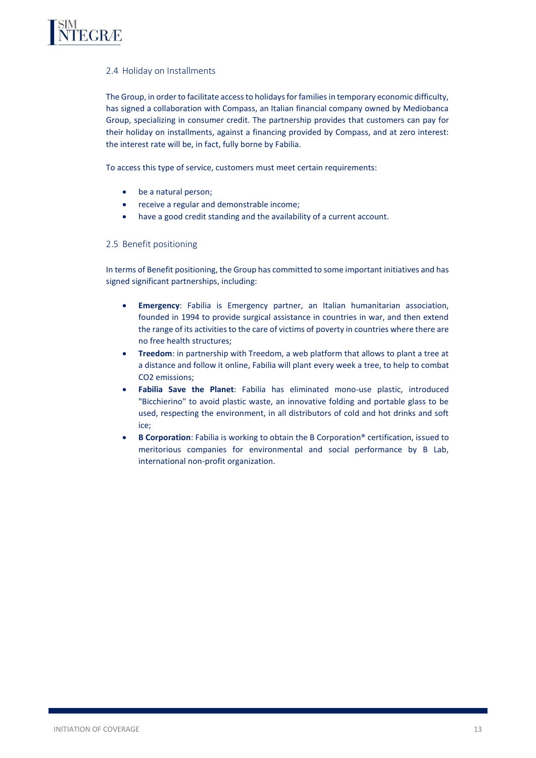## 2.4 Holiday on Installments

The Group, in order to facilitate access to holidays for families in temporary economic difficulty, has signed a collaboration with Compass, an Italian financial company owned by Mediobanca Group, specializing in consumer credit. The partnership provides that customers can pay for their holiday on installments, against a financing provided by Compass, and at zero interest: the interest rate will be, in fact, fully borne by Fabilia.

To access this type of service, customers must meet certain requirements:

- be a natural person;
- receive a regular and demonstrable income;
- have a good credit standing and the availability of a current account.

## 2.5 Benefit positioning

In terms of Benefit positioning, the Group has committed to some important initiatives and has signed significant partnerships, including:

- **Emergency**: Fabilia is Emergency partner, an Italian humanitarian association, founded in 1994 to provide surgical assistance in countries in war, and then extend the range of its activities to the care of victims of poverty in countries where there are no free health structures;
- **Treedom**: in partnership with Treedom, a web platform that allows to plant a tree at a distance and follow it online, Fabilia will plant every week a tree, to help to combat $CO_2$ emissions;
- **Fabilia Save the Planet**: Fabilia has eliminated mono-use plastic, introduced "Bicchierino" to avoid plastic waste, an innovative folding and portable glass to be used, respecting the environment, in all distributors of cold and hot drinks and soft ice;
- **B Corporation**: Fabilia is working to obtain the B Corporation® certification, issued to meritorious companies for environmental and social performance by B Lab, international non-profit organization.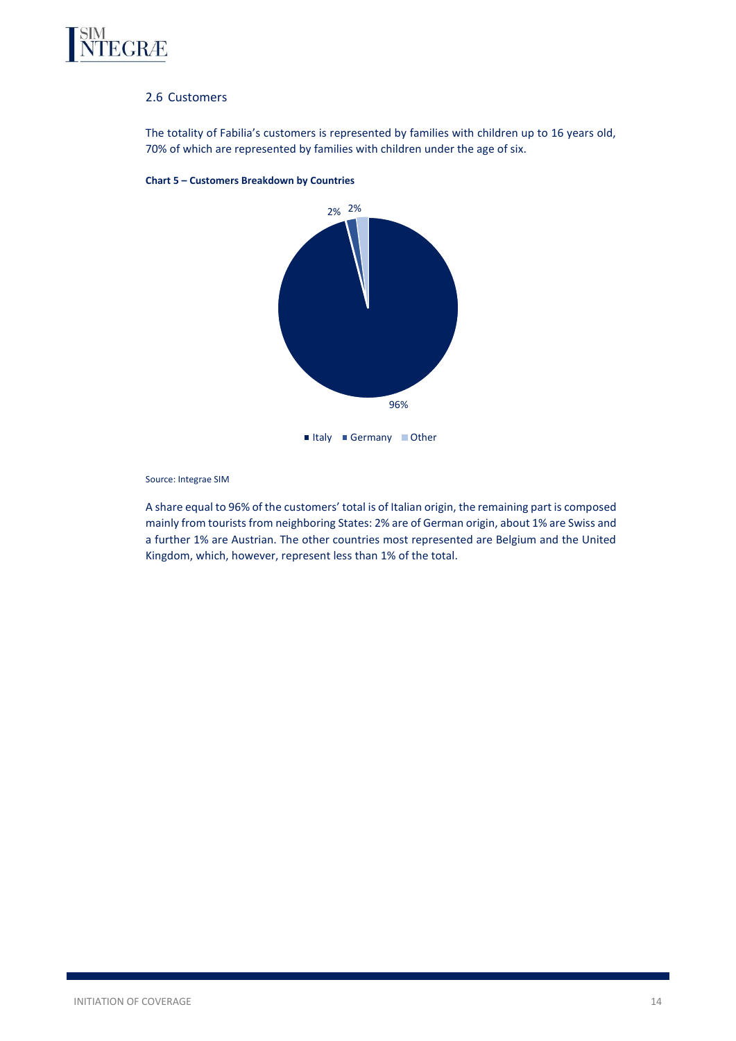## 2.6 Customers

The totality of Fabilia's customers is represented by families with children up to 16 years old, 70% of which are represented by families with children under the age of six.

**Chart 5 – Customers Breakdown by Countries**

Source: Integrae SIM

A share equal to 96% of the customers' total is of Italian origin, the remaining part is composed mainly from tourists from neighboring States: 2% are of German origin, about 1% are Swiss and a further 1% are Austrian. The other countries most represented are Belgium and the United Kingdom, which, however, represent less than 1% of the total.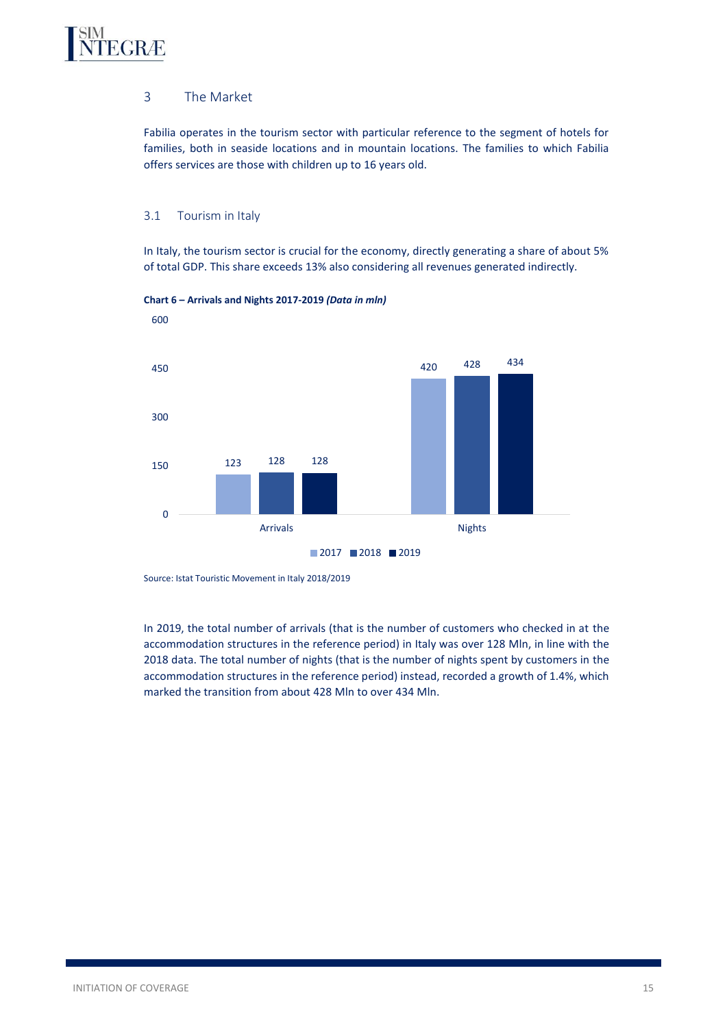## 3 The Market

Fabilia operates in the tourism sector with particular reference to the segment of hotels for families, both in seaside locations and in mountain locations. The families to which Fabilia offers services are those with children up to 16 years old.

### 3.1 Tourism in Italy

In Italy, the tourism sector is crucial for the economy, directly generating a share of about 5% of total GDP. This share exceeds 13% also considering all revenues generated indirectly.

**Chart 6 – Arrivals and Nights 2017-2019** ***(Data in mln)***

| | 2017 | 2018 | 2019 |
|---|---|---|---|
| Arrivals | 123 | 128 | 128 |
| Nights | 420 | 428 | 434 |

Source: Istat Touristic Movement in Italy 2018/2019

In 2019, the total number of arrivals (that is the number of customers who checked in at the accommodation structures in the reference period) in Italy was over 128 Mln, in line with the 2018 data. The total number of nights (that is the number of nights spent by customers in the accommodation structures in the reference period) instead, recorded a growth of 1.4%, which marked the transition from about 428 Mln to over 434 Mln.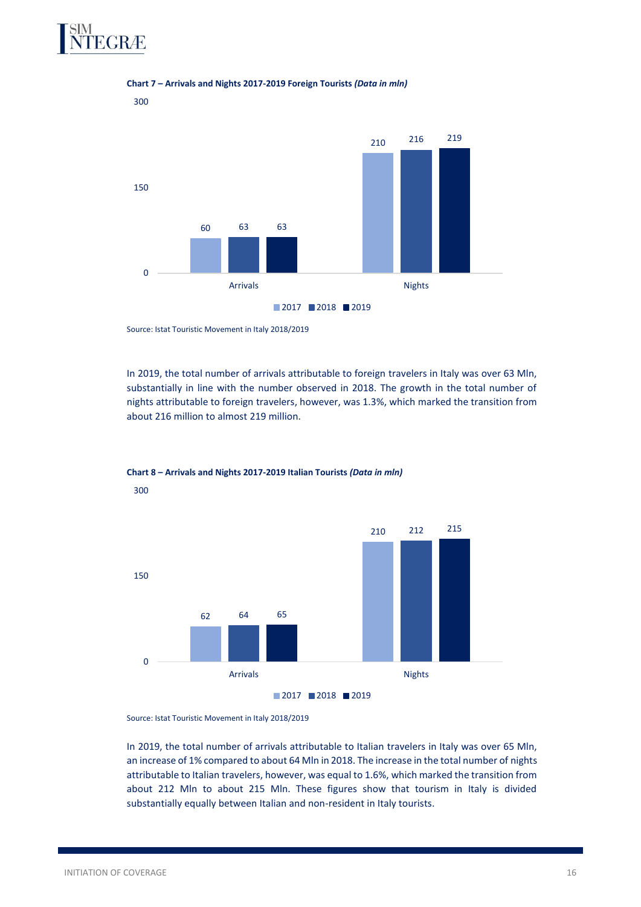**Chart 7 – Arrivals and Nights 2017-2019 Foreign Tourists *(Data in mln)***

| | 2017 | 2018 | 2019 |
|---|---|---|---|
| Arrivals | 60 | 63 | 63 |
| Nights | 210 | 216 | 219 |

Source: Istat Touristic Movement in Italy 2018/2019

In 2019, the total number of arrivals attributable to foreign travelers in Italy was over 63 Mln, substantially in line with the number observed in 2018. The growth in the total number of nights attributable to foreign travelers, however, was 1.3%, which marked the transition from about 216 million to almost 219 million.

**Chart 8 – Arrivals and Nights 2017-2019 Italian Tourists *(Data in mln)***

| | 2017 | 2018 | 2019 |
|---|---|---|---|
| Arrivals | 62 | 64 | 65 |
| Nights | 210 | 212 | 215 |

Source: Istat Touristic Movement in Italy 2018/2019

In 2019, the total number of arrivals attributable to Italian travelers in Italy was over 65 Mln, an increase of 1% compared to about 64 Mln in 2018. The increase in the total number of nights attributable to Italian travelers, however, was equal to 1.6%, which marked the transition from about 212 Mln to about 215 Mln. These figures show that tourism in Italy is divided substantially equally between Italian and non-resident in Italy tourists.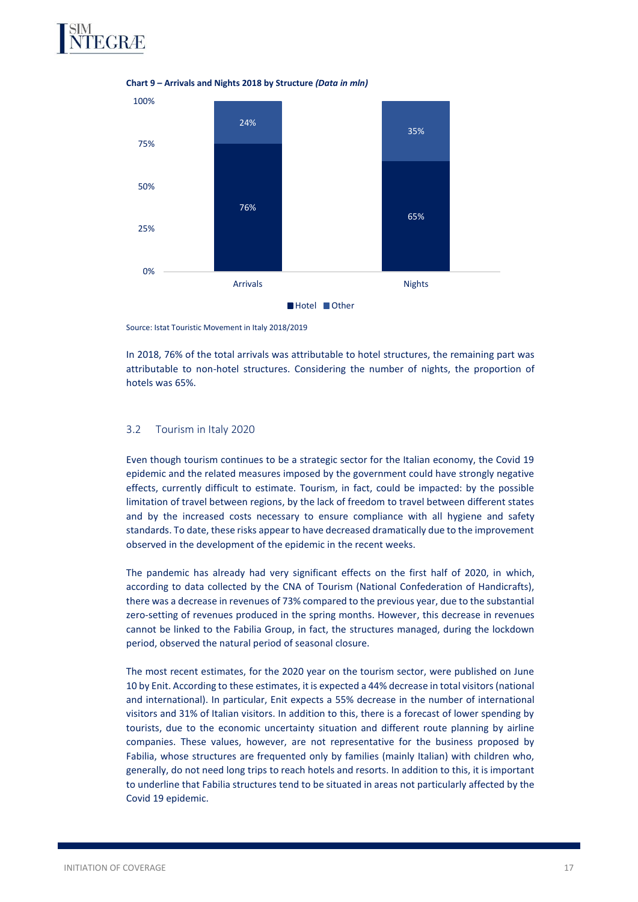**Chart 9 – Arrivals and Nights 2018 by Structure *(Data in mln)***

| | Hotel | Other |
|---|---|---|
| Arrivals | 76% | 24% |
| Nights | 65% | 35% |

Source: Istat Touristic Movement in Italy 2018/2019

In 2018, 76% of the total arrivals was attributable to hotel structures, the remaining part was attributable to non-hotel structures. Considering the number of nights, the proportion of hotels was 65%.

## 3.2 Tourism in Italy 2020

Even though tourism continues to be a strategic sector for the Italian economy, the Covid 19 epidemic and the related measures imposed by the government could have strongly negative effects, currently difficult to estimate. Tourism, in fact, could be impacted: by the possible limitation of travel between regions, by the lack of freedom to travel between different states and by the increased costs necessary to ensure compliance with all hygiene and safety standards. To date, these risks appear to have decreased dramatically due to the improvement observed in the development of the epidemic in the recent weeks.

The pandemic has already had very significant effects on the first half of 2020, in which, according to data collected by the CNA of Tourism (National Confederation of Handicrafts), there was a decrease in revenues of 73% compared to the previous year, due to the substantial zero-setting of revenues produced in the spring months. However, this decrease in revenues cannot be linked to the Fabilia Group, in fact, the structures managed, during the lockdown period, observed the natural period of seasonal closure.

The most recent estimates, for the 2020 year on the tourism sector, were published on June 10 by Enit. According to these estimates, it is expected a 44% decrease in total visitors (national and international). In particular, Enit expects a 55% decrease in the number of international visitors and 31% of Italian visitors. In addition to this, there is a forecast of lower spending by tourists, due to the economic uncertainty situation and different route planning by airline companies. These values, however, are not representative for the business proposed by Fabilia, whose structures are frequented only by families (mainly Italian) with children who, generally, do not need long trips to reach hotels and resorts. In addition to this, it is important to underline that Fabilia structures tend to be situated in areas not particularly affected by the Covid 19 epidemic.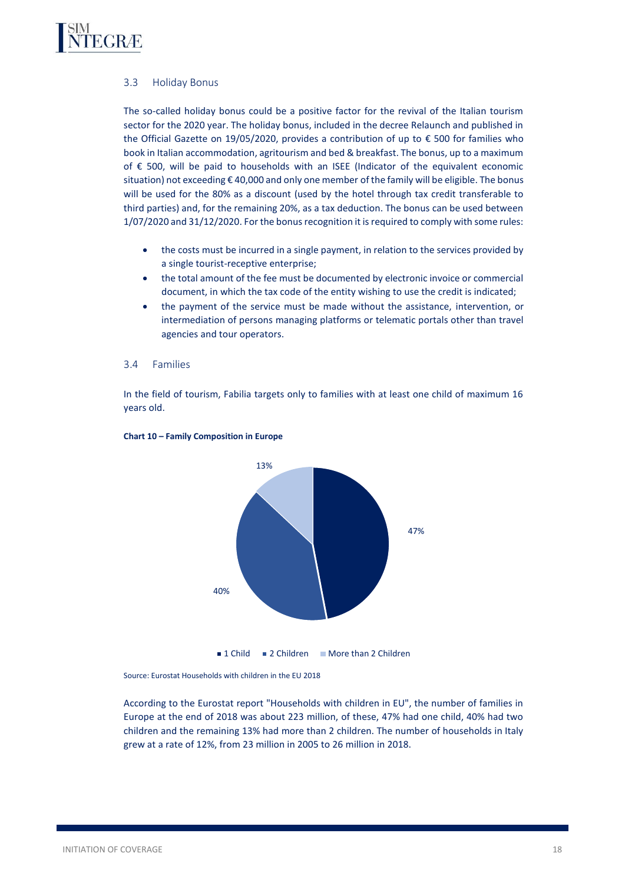## 3.3 Holiday Bonus

The so-called holiday bonus could be a positive factor for the revival of the Italian tourism sector for the 2020 year. The holiday bonus, included in the decree Relaunch and published in the Official Gazette on 19/05/2020, provides a contribution of up to € 500 for families who book in Italian accommodation, agritourism and bed & breakfast. The bonus, up to a maximum of € 500, will be paid to households with an ISEE (Indicator of the equivalent economic situation) not exceeding € 40,000 and only one member of the family will be eligible. The bonus will be used for the 80% as a discount (used by the hotel through tax credit transferable to third parties) and, for the remaining 20%, as a tax deduction. The bonus can be used between 1/07/2020 and 31/12/2020. For the bonus recognition it is required to comply with some rules:

- the costs must be incurred in a single payment, in relation to the services provided by a single tourist-receptive enterprise;
- the total amount of the fee must be documented by electronic invoice or commercial document, in which the tax code of the entity wishing to use the credit is indicated;
- the payment of the service must be made without the assistance, intervention, or intermediation of persons managing platforms or telematic portals other than travel agencies and tour operators.

## 3.4 Families

In the field of tourism, Fabilia targets only to families with at least one child of maximum 16 years old.

**Chart 10 – Family Composition in Europe**

| Category | Share |
|---|---|
| 1 Child | 47% |
| 2 Children | 40% |
| More than 2 Children | 13% |

Source: Eurostat Households with children in the EU 2018

According to the Eurostat report "Households with children in EU", the number of families in Europe at the end of 2018 was about 223 million, of these, 47% had one child, 40% had two children and the remaining 13% had more than 2 children. The number of households in Italy grew at a rate of 12%, from 23 million in 2005 to 26 million in 2018.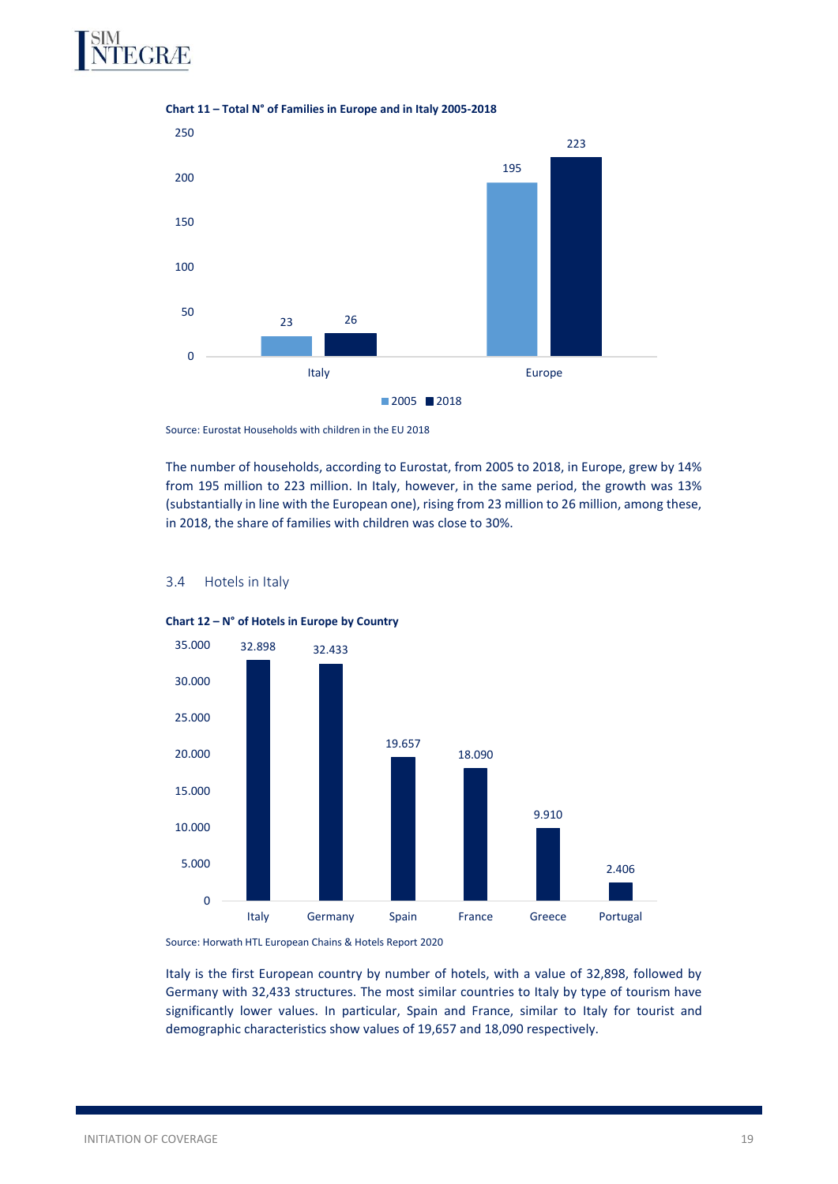**Chart 11 – Total N° of Families in Europe and in Italy 2005-2018**

| | 2005 | 2018 |
|---|---|---|
| Italy | 23 | 26 |
| Europe | 195 | 223 |

Source: Eurostat Households with children in the EU 2018

The number of households, according to Eurostat, from 2005 to 2018, in Europe, grew by 14% from 195 million to 223 million. In Italy, however, in the same period, the growth was 13% (substantially in line with the European one), rising from 23 million to 26 million, among these, in 2018, the share of families with children was close to 30%.

## 3.4 Hotels in Italy

**Chart 12 – N° of Hotels in Europe by Country**

| Country | N° of Hotels |
|---|---|
| Italy | 32.898 |
| Germany | 32.433 |
| Spain | 19.657 |
| France | 18.090 |
| Greece | 9.910 |
| Portugal | 2.406 |

Source: Horwath HTL European Chains & Hotels Report 2020

Italy is the first European country by number of hotels, with a value of 32,898, followed by Germany with 32,433 structures. The most similar countries to Italy by type of tourism have significantly lower values. In particular, Spain and France, similar to Italy for tourist and demographic characteristics show values of 19,657 and 18,090 respectively.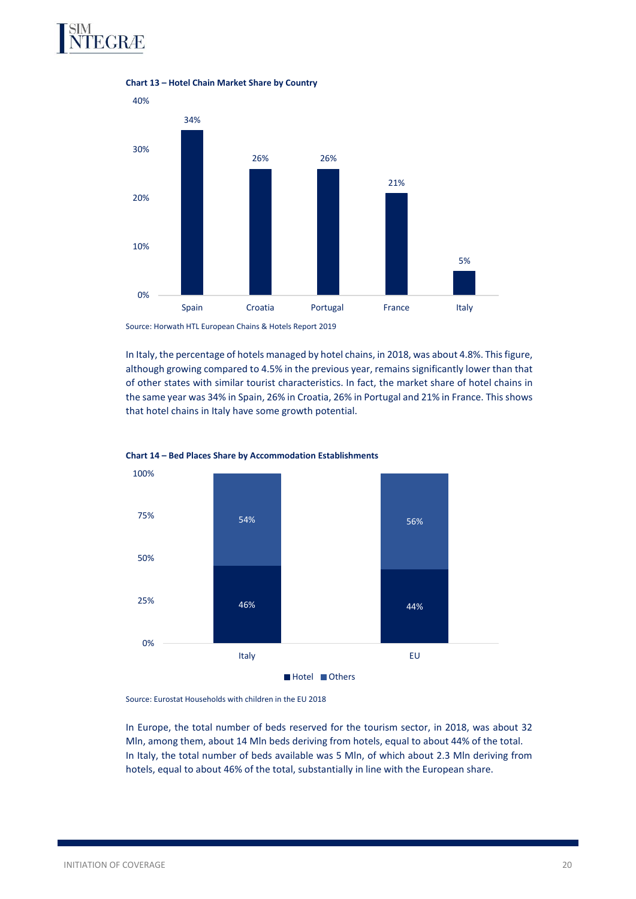**Chart 13 – Hotel Chain Market Share by Country**

| Country | Share |
|---|---|
| Spain | 34% |
| Croatia | 26% |
| Portugal | 26% |
| France | 21% |
| Italy | 5% |

Source: Horwath HTL European Chains & Hotels Report 2019

In Italy, the percentage of hotels managed by hotel chains, in 2018, was about 4.8%. This figure, although growing compared to 4.5% in the previous year, remains significantly lower than that of other states with similar tourist characteristics. In fact, the market share of hotel chains in the same year was 34% in Spain, 26% in Croatia, 26% in Portugal and 21% in France. This shows that hotel chains in Italy have some growth potential.

**Chart 14 – Bed Places Share by Accommodation Establishments**

| | Hotel | Others |
|---|---|---|
| Italy | 46% | 54% |
| EU | 44% | 56% |

Source: Eurostat Households with children in the EU 2018

In Europe, the total number of beds reserved for the tourism sector, in 2018, was about 32 Mln, among them, about 14 Mln beds deriving from hotels, equal to about 44% of the total. In Italy, the total number of beds available was 5 Mln, of which about 2.3 Mln deriving from hotels, equal to about 46% of the total, substantially in line with the European share.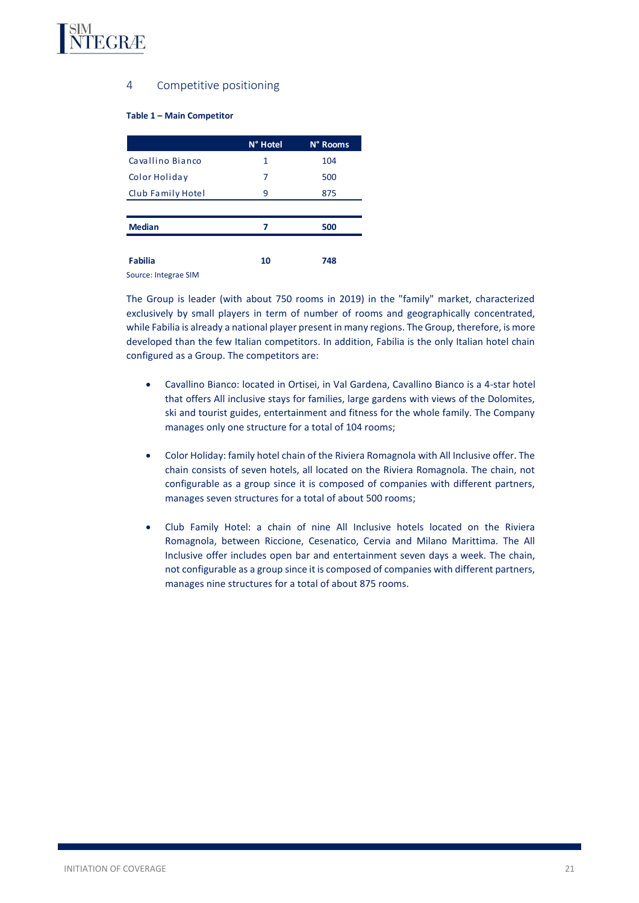## 4 Competitive positioning

**Table 1 – Main Competitor**

| | N° Hotel | N° Rooms |
|---|---|---|
| Cavallino Bianco | 1 | 104 |
| Color Holiday | 7 | 500 |
| Club Family Hotel | 9 | 875 |
| **Median** | **7** | **500** |
| **Fabilia** | **10** | **748** |

Source: Integrae SIM

The Group is leader (with about 750 rooms in 2019) in the "family" market, characterized exclusively by small players in term of number of rooms and geographically concentrated, while Fabilia is already a national player present in many regions. The Group, therefore, is more developed than the few Italian competitors. In addition, Fabilia is the only Italian hotel chain configured as a Group. The competitors are:

- Cavallino Bianco: located in Ortisei, in Val Gardena, Cavallino Bianco is a 4-star hotel that offers All inclusive stays for families, large gardens with views of the Dolomites, ski and tourist guides, entertainment and fitness for the whole family. The Company manages only one structure for a total of 104 rooms;

- Color Holiday: family hotel chain of the Riviera Romagnola with All Inclusive offer. The chain consists of seven hotels, all located on the Riviera Romagnola. The chain, not configurable as a group since it is composed of companies with different partners, manages seven structures for a total of about 500 rooms;

- Club Family Hotel: a chain of nine All Inclusive hotels located on the Riviera Romagnola, between Riccione, Cesenatico, Cervia and Milano Marittima. The All Inclusive offer includes open bar and entertainment seven days a week. The chain, not configurable as a group since it is composed of companies with different partners, manages nine structures for a total of about 875 rooms.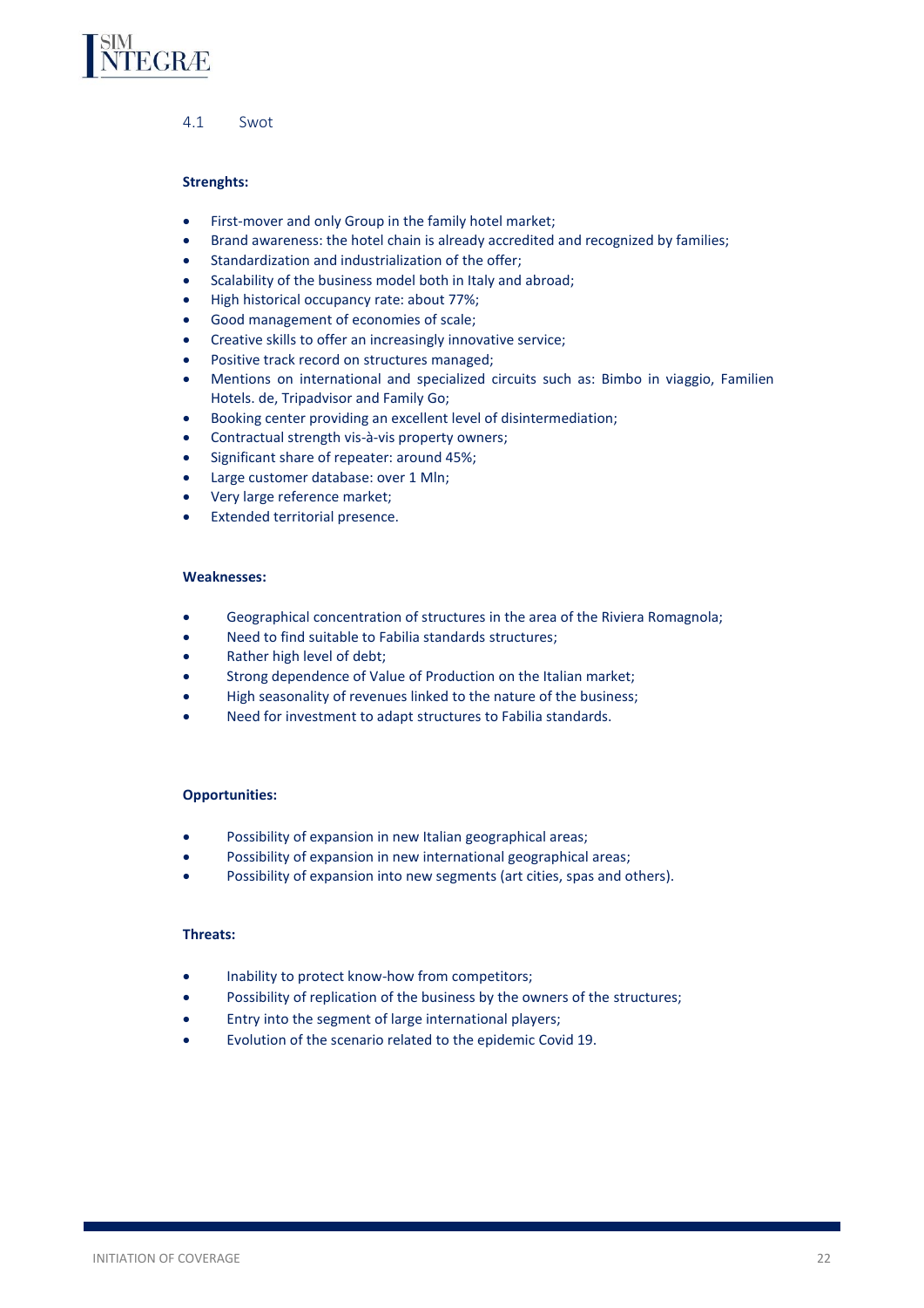## 4.1 Swot

**Strenghts:**

- First-mover and only Group in the family hotel market;
- Brand awareness: the hotel chain is already accredited and recognized by families;
- Standardization and industrialization of the offer;
- Scalability of the business model both in Italy and abroad;
- High historical occupancy rate: about 77%;
- Good management of economies of scale;
- Creative skills to offer an increasingly innovative service;
- Positive track record on structures managed;
- Mentions on international and specialized circuits such as: Bimbo in viaggio, Familien Hotels. de, Tripadvisor and Family Go;
- Booking center providing an excellent level of disintermediation;
- Contractual strength vis-à-vis property owners;
- Significant share of repeater: around 45%;
- Large customer database: over 1 Mln;
- Very large reference market;
- Extended territorial presence.

**Weaknesses:**

- Geographical concentration of structures in the area of the Riviera Romagnola;
- Need to find suitable to Fabilia standards structures;
- Rather high level of debt;
- Strong dependence of Value of Production on the Italian market;
- High seasonality of revenues linked to the nature of the business;
- Need for investment to adapt structures to Fabilia standards.

**Opportunities:**

- Possibility of expansion in new Italian geographical areas;
- Possibility of expansion in new international geographical areas;
- Possibility of expansion into new segments (art cities, spas and others).

**Threats:**

- Inability to protect know-how from competitors;
- Possibility of replication of the business by the owners of the structures;
- Entry into the segment of large international players;
- Evolution of the scenario related to the epidemic Covid 19.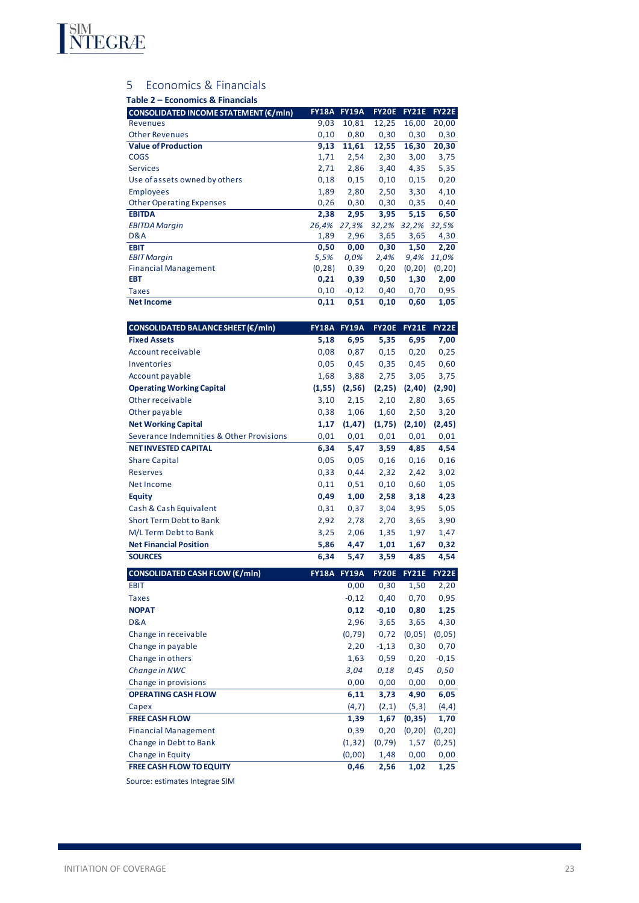## 5 Economics & Financials

**Table 2 – Economics & Financials**

| CONSOLIDATED INCOME STATEMENT (€/mln) | FY18A | FY19A | FY20E | FY21E | FY22E |
|---|---|---|---|---|---|
| Revenues | 9,03 | 10,81 | 12,25 | 16,00 | 20,00 |
| Other Revenues | 0,10 | 0,80 | 0,30 | 0,30 | 0,30 |
| **Value of Production** | **9,13** | **11,61** | **12,55** | **16,30** | **20,30** |
| COGS | 1,71 | 2,54 | 2,30 | 3,00 | 3,75 |
| Services | 2,71 | 2,86 | 3,40 | 4,35 | 5,35 |
| Use of assets owned by others | 0,18 | 0,15 | 0,10 | 0,15 | 0,20 |
| Employees | 1,89 | 2,80 | 2,50 | 3,30 | 4,10 |
| Other Operating Expenses | 0,26 | 0,30 | 0,30 | 0,35 | 0,40 |
| **EBITDA** | **2,38** | **2,95** | **3,95** | **5,15** | **6,50** |
| *EBITDA Margin* | *26,4%* | *27,3%* | *32,2%* | *32,2%* | *32,5%* |
| D&A | 1,89 | 2,96 | 3,65 | 3,65 | 4,30 |
| **EBIT** | **0,50** | **0,00** | **0,30** | **1,50** | **2,20** |
| *EBIT Margin* | *5,5%* | *0,0%* | *2,4%* | *9,4%* | *11,0%* |
| Financial Management | (0,28) | 0,39 | 0,20 | (0,20) | (0,20) |
| **EBT** | **0,21** | **0,39** | **0,50** | **1,30** | **2,00** |
| Taxes | 0,10 | -0,12 | 0,40 | 0,70 | 0,95 |
| **Net Income** | **0,11** | **0,51** | **0,10** | **0,60** | **1,05** |

| CONSOLIDATED BALANCE SHEET (€/mln) | FY18A | FY19A | FY20E | FY21E | FY22E |
|---|---|---|---|---|---|
| **Fixed Assets** | **5,18** | **6,95** | **5,35** | **6,95** | **7,00** |
| Account receivable | 0,08 | 0,87 | 0,15 | 0,20 | 0,25 |
| Inventories | 0,05 | 0,45 | 0,35 | 0,45 | 0,60 |
| Account payable | 1,68 | 3,88 | 2,75 | 3,05 | 3,75 |
| **Operating Working Capital** | **(1,55)** | **(2,56)** | **(2,25)** | **(2,40)** | **(2,90)** |
| Other receivable | 3,10 | 2,15 | 2,10 | 2,80 | 3,65 |
| Other payable | 0,38 | 1,06 | 1,60 | 2,50 | 3,20 |
| **Net Working Capital** | **1,17** | **(1,47)** | **(1,75)** | **(2,10)** | **(2,45)** |
| Severance Indemnities & Other Provisions | 0,01 | 0,01 | 0,01 | 0,01 | 0,01 |
| **NET INVESTED CAPITAL** | **6,34** | **5,47** | **3,59** | **4,85** | **4,54** |
| Share Capital | 0,05 | 0,05 | 0,16 | 0,16 | 0,16 |
| Reserves | 0,33 | 0,44 | 2,32 | 2,42 | 3,02 |
| Net Income | 0,11 | 0,51 | 0,10 | 0,60 | 1,05 |
| **Equity** | **0,49** | **1,00** | **2,58** | **3,18** | **4,23** |
| Cash & Cash Equivalent | 0,31 | 0,37 | 3,04 | 3,95 | 5,05 |
| Short Term Debt to Bank | 2,92 | 2,78 | 2,70 | 3,65 | 3,90 |
| M/L Term Debt to Bank | 3,25 | 2,06 | 1,35 | 1,97 | 1,47 |
| **Net Financial Position** | **5,86** | **4,47** | **1,01** | **1,67** | **0,32** |
| **SOURCES** | **6,34** | **5,47** | **3,59** | **4,85** | **4,54** |

| CONSOLIDATED CASH FLOW (€/mln) | FY18A | FY19A | FY20E | FY21E | FY22E |
|---|---|---|---|---|---|
| EBIT | | 0,00 | 0,30 | 1,50 | 2,20 |
| Taxes | | -0,12 | 0,40 | 0,70 | 0,95 |
| **NOPAT** | | **0,12** | **-0,10** | **0,80** | **1,25** |
| D&A | | 2,96 | 3,65 | 3,65 | 4,30 |
| Change in receivable | | (0,79) | 0,72 | (0,05) | (0,05) |
| Change in payable | | 2,20 | -1,13 | 0,30 | 0,70 |
| Change in others | | 1,63 | 0,59 | 0,20 | -0,15 |
| *Change in NWC* | | *3,04* | *0,18* | *0,45* | *0,50* |
| Change in provisions | | 0,00 | 0,00 | 0,00 | 0,00 |
| **OPERATING CASH FLOW** | | **6,11** | **3,73** | **4,90** | **6,05** |
| Capex | | (4,7) | (2,1) | (5,3) | (4,4) |
| **FREE CASH FLOW** | | **1,39** | **1,67** | **(0,35)** | **1,70** |
| Financial Management | | 0,39 | 0,20 | (0,20) | (0,20) |
| Change in Debt to Bank | | (1,32) | (0,79) | 1,57 | (0,25) |
| Change in Equity | | (0,00) | 1,48 | 0,00 | 0,00 |
| **FREE CASH FLOW TO EQUITY** | | **0,46** | **2,56** | **1,02** | **1,25** |

Source: estimates Integrae SIM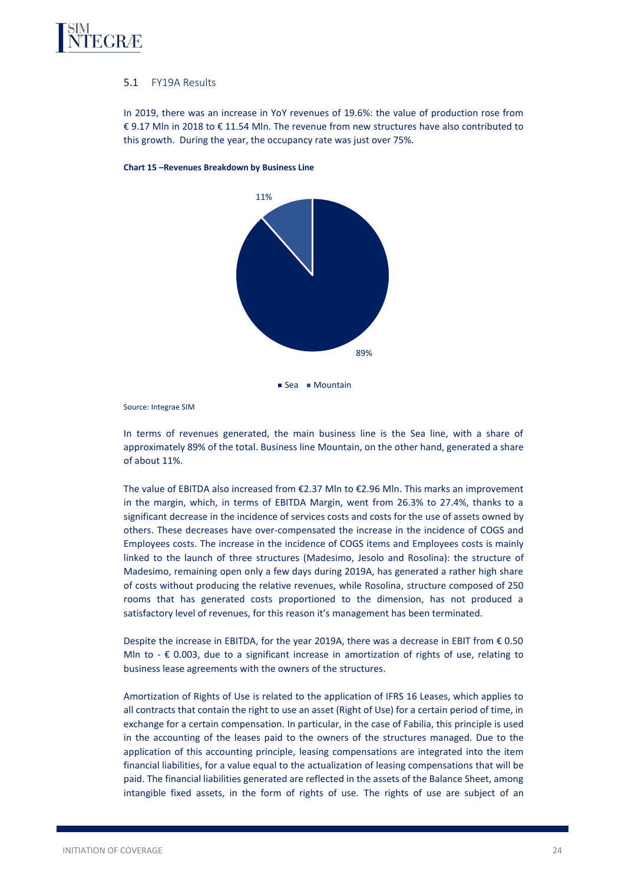## 5.1 FY19A Results

In 2019, there was an increase in YoY revenues of 19.6%: the value of production rose from € 9.17 Mln in 2018 to € 11.54 Mln. The revenue from new structures have also contributed to this growth. During the year, the occupancy rate was just over 75%.

**Chart 15 –Revenues Breakdown by Business Line**

11%

89%

■ Sea ■ Mountain

Source: Integrae SIM

In terms of revenues generated, the main business line is the Sea line, with a share of approximately 89% of the total. Business line Mountain, on the other hand, generated a share of about 11%.

The value of EBITDA also increased from €2.37 Mln to €2.96 Mln. This marks an improvement in the margin, which, in terms of EBITDA Margin, went from 26.3% to 27.4%, thanks to a significant decrease in the incidence of services costs and costs for the use of assets owned by others. These decreases have over-compensated the increase in the incidence of COGS and Employees costs. The increase in the incidence of COGS items and Employees costs is mainly linked to the launch of three structures (Madesimo, Jesolo and Rosolina): the structure of Madesimo, remaining open only a few days during 2019A, has generated a rather high share of costs without producing the relative revenues, while Rosolina, structure composed of 250 rooms that has generated costs proportioned to the dimension, has not produced a satisfactory level of revenues, for this reason it's management has been terminated.

Despite the increase in EBITDA, for the year 2019A, there was a decrease in EBIT from € 0.50 Mln to - € 0.003, due to a significant increase in amortization of rights of use, relating to business lease agreements with the owners of the structures.

Amortization of Rights of Use is related to the application of IFRS 16 Leases, which applies to all contracts that contain the right to use an asset (Right of Use) for a certain period of time, in exchange for a certain compensation. In particular, in the case of Fabilia, this principle is used in the accounting of the leases paid to the owners of the structures managed. Due to the application of this accounting principle, leasing compensations are integrated into the item financial liabilities, for a value equal to the actualization of leasing compensations that will be paid. The financial liabilities generated are reflected in the assets of the Balance Sheet, among intangible fixed assets, in the form of rights of use. The rights of use are subject of an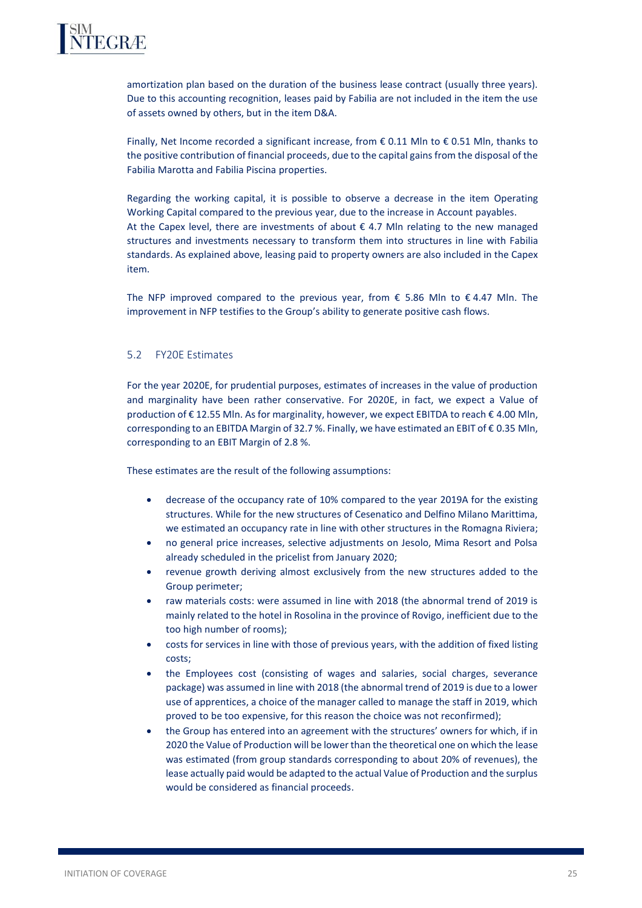amortization plan based on the duration of the business lease contract (usually three years). Due to this accounting recognition, leases paid by Fabilia are not included in the item the use of assets owned by others, but in the item D&A.

Finally, Net Income recorded a significant increase, from € 0.11 Mln to € 0.51 Mln, thanks to the positive contribution of financial proceeds, due to the capital gains from the disposal of the Fabilia Marotta and Fabilia Piscina properties.

Regarding the working capital, it is possible to observe a decrease in the item Operating Working Capital compared to the previous year, due to the increase in Account payables.
At the Capex level, there are investments of about € 4.7 Mln relating to the new managed structures and investments necessary to transform them into structures in line with Fabilia standards. As explained above, leasing paid to property owners are also included in the Capex item.

The NFP improved compared to the previous year, from € 5.86 Mln to € 4.47 Mln. The improvement in NFP testifies to the Group's ability to generate positive cash flows.

## 5.2 FY20E Estimates

For the year 2020E, for prudential purposes, estimates of increases in the value of production and marginality have been rather conservative. For 2020E, in fact, we expect a Value of production of € 12.55 Mln. As for marginality, however, we expect EBITDA to reach € 4.00 Mln, corresponding to an EBITDA Margin of 32.7 %. Finally, we have estimated an EBIT of € 0.35 Mln, corresponding to an EBIT Margin of 2.8 %.

These estimates are the result of the following assumptions:

- decrease of the occupancy rate of 10% compared to the year 2019A for the existing structures. While for the new structures of Cesenatico and Delfino Milano Marittima, we estimated an occupancy rate in line with other structures in the Romagna Riviera;
- no general price increases, selective adjustments on Jesolo, Mima Resort and Polsa already scheduled in the pricelist from January 2020;
- revenue growth deriving almost exclusively from the new structures added to the Group perimeter;
- raw materials costs: were assumed in line with 2018 (the abnormal trend of 2019 is mainly related to the hotel in Rosolina in the province of Rovigo, inefficient due to the too high number of rooms);
- costs for services in line with those of previous years, with the addition of fixed listing costs;
- the Employees cost (consisting of wages and salaries, social charges, severance package) was assumed in line with 2018 (the abnormal trend of 2019 is due to a lower use of apprentices, a choice of the manager called to manage the staff in 2019, which proved to be too expensive, for this reason the choice was not reconfirmed);
- the Group has entered into an agreement with the structures' owners for which, if in 2020 the Value of Production will be lower than the theoretical one on which the lease was estimated (from group standards corresponding to about 20% of revenues), the lease actually paid would be adapted to the actual Value of Production and the surplus would be considered as financial proceeds.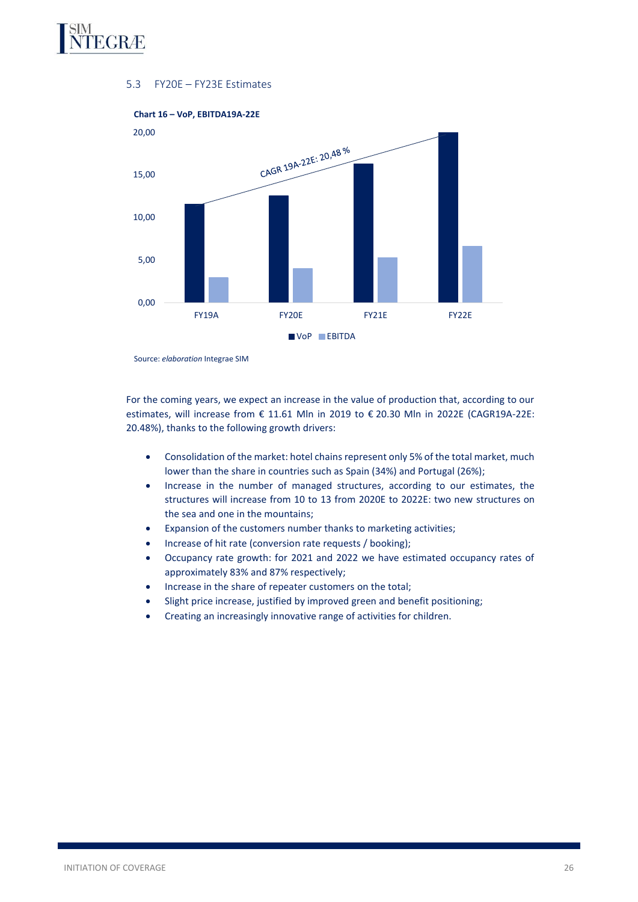## 5.3 FY20E – FY23E Estimates

**Chart 16 – VoP, EBITDA19A-22E**

Source: *elaboration* Integrae SIM

For the coming years, we expect an increase in the value of production that, according to our estimates, will increase from € 11.61 Mln in 2019 to € 20.30 Mln in 2022E (CAGR19A-22E: 20.48%), thanks to the following growth drivers:

- Consolidation of the market: hotel chains represent only 5% of the total market, much lower than the share in countries such as Spain (34%) and Portugal (26%);
- Increase in the number of managed structures, according to our estimates, the structures will increase from 10 to 13 from 2020E to 2022E: two new structures on the sea and one in the mountains;
- Expansion of the customers number thanks to marketing activities;
- Increase of hit rate (conversion rate requests / booking);
- Occupancy rate growth: for 2021 and 2022 we have estimated occupancy rates of approximately 83% and 87% respectively;
- Increase in the share of repeater customers on the total;
- Slight price increase, justified by improved green and benefit positioning;
- Creating an increasingly innovative range of activities for children.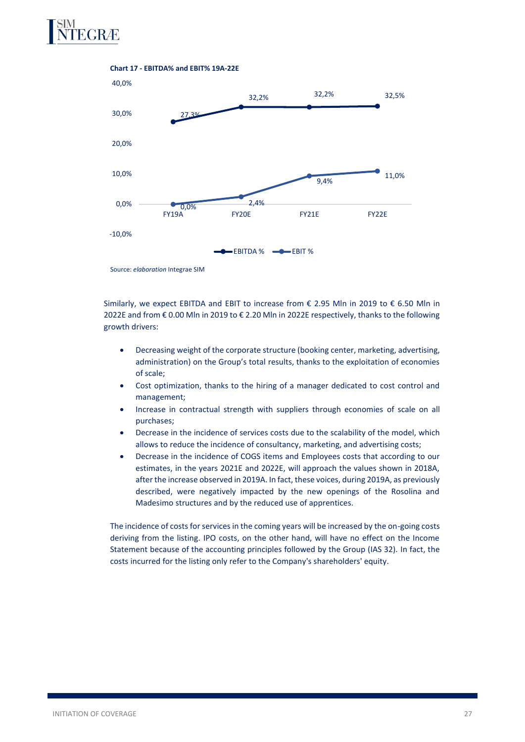**Chart 17 - EBITDA% and EBIT% 19A-22E**

| | FY19A | FY20E | FY21E | FY22E |
|---|---|---|---|---|
| EBITDA % | 27,3% | 32,2% | 32,2% | 32,5% |
| EBIT % | 0,0% | 2,4% | 9,4% | 11,0% |

Source: *elaboration* Integrae SIM

Similarly, we expect EBITDA and EBIT to increase from € 2.95 Mln in 2019 to € 6.50 Mln in 2022E and from € 0.00 Mln in 2019 to € 2.20 Mln in 2022E respectively, thanks to the following growth drivers:

- Decreasing weight of the corporate structure (booking center, marketing, advertising, administration) on the Group's total results, thanks to the exploitation of economies of scale;
- Cost optimization, thanks to the hiring of a manager dedicated to cost control and management;
- Increase in contractual strength with suppliers through economies of scale on all purchases;
- Decrease in the incidence of services costs due to the scalability of the model, which allows to reduce the incidence of consultancy, marketing, and advertising costs;
- Decrease in the incidence of COGS items and Employees costs that according to our estimates, in the years 2021E and 2022E, will approach the values shown in 2018A, after the increase observed in 2019A. In fact, these voices, during 2019A, as previously described, were negatively impacted by the new openings of the Rosolina and Madesimo structures and by the reduced use of apprentices.

The incidence of costs for services in the coming years will be increased by the on-going costs deriving from the listing. IPO costs, on the other hand, will have no effect on the Income Statement because of the accounting principles followed by the Group (IAS 32). In fact, the costs incurred for the listing only refer to the Company's shareholders' equity.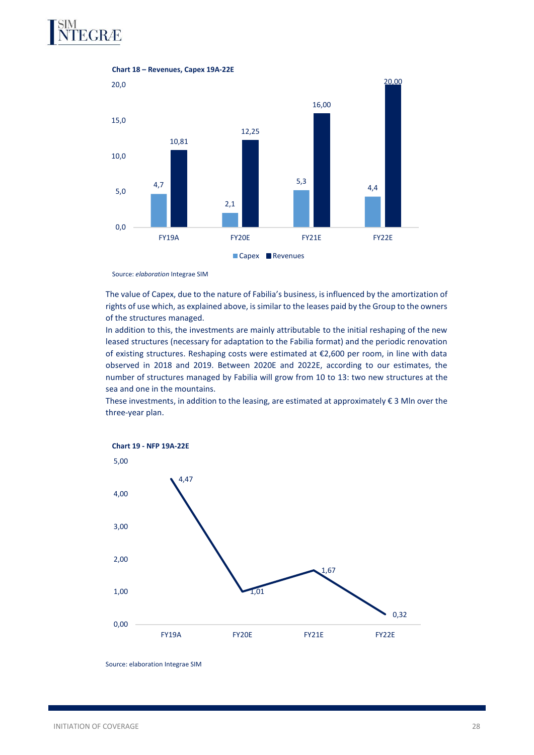**Chart 18 – Revenues, Capex 19A-22E**

| | FY19A | FY20E | FY21E | FY22E |
|---|---|---|---|---|
| Capex | 4,7 | 2,1 | 5,3 | 4,4 |
| Revenues | 10,81 | 12,25 | 16,00 | 20,00 |

Source: *elaboration* Integrae SIM

The value of Capex, due to the nature of Fabilia's business, is influenced by the amortization of rights of use which, as explained above, is similar to the leases paid by the Group to the owners of the structures managed.

In addition to this, the investments are mainly attributable to the initial reshaping of the new leased structures (necessary for adaptation to the Fabilia format) and the periodic renovation of existing structures. Reshaping costs were estimated at €2,600 per room, in line with data observed in 2018 and 2019. Between 2020E and 2022E, according to our estimates, the number of structures managed by Fabilia will grow from 10 to 13: two new structures at the sea and one in the mountains.

These investments, in addition to the leasing, are estimated at approximately € 3 Mln over the three-year plan.

**Chart 19 - NFP 19A-22E**

| | FY19A | FY20E | FY21E | FY22E |
|---|---|---|---|---|
| NFP | 4,47 | 1,01 | 1,67 | 0,32 |

Source: elaboration Integrae SIM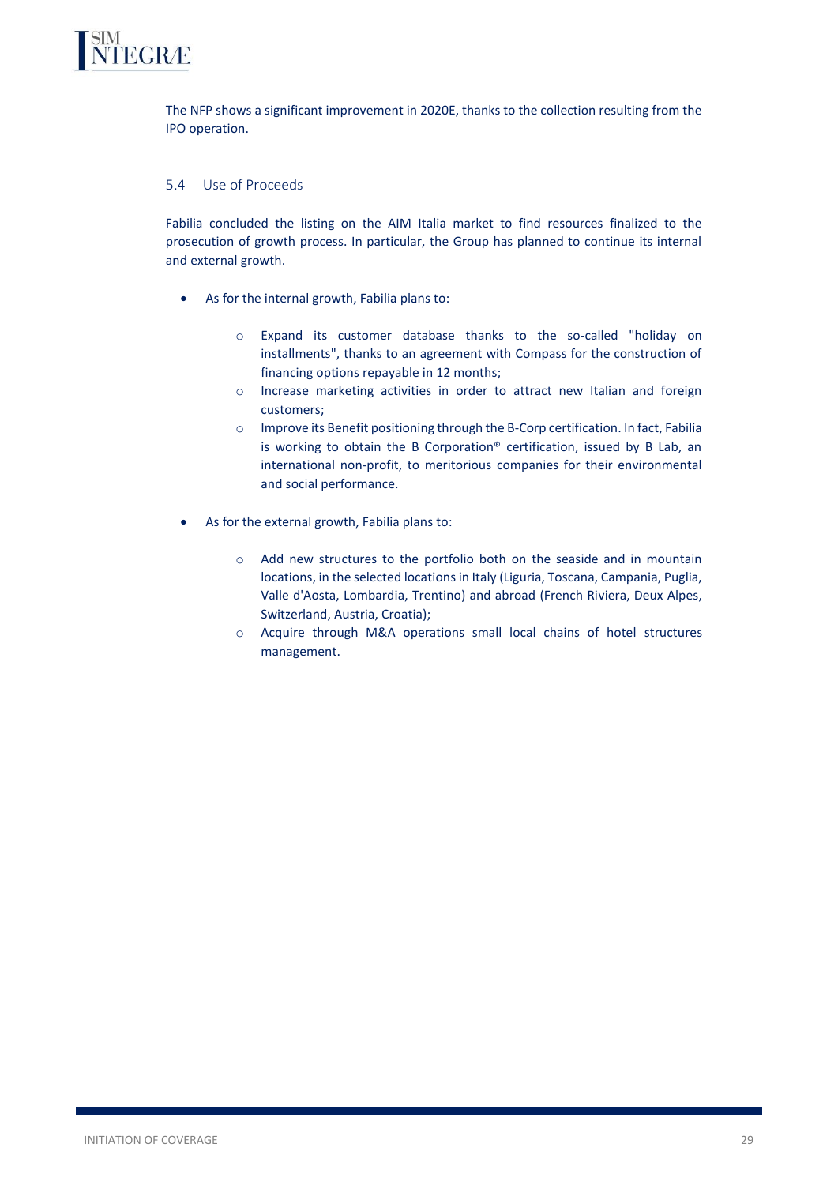The NFP shows a significant improvement in 2020E, thanks to the collection resulting from the IPO operation.

## 5.4 Use of Proceeds

Fabilia concluded the listing on the AIM Italia market to find resources finalized to the prosecution of growth process. In particular, the Group has planned to continue its internal and external growth.

- As for the internal growth, Fabilia plans to:
  - Expand its customer database thanks to the so-called "holiday on installments", thanks to an agreement with Compass for the construction of financing options repayable in 12 months;
  - Increase marketing activities in order to attract new Italian and foreign customers;
  - Improve its Benefit positioning through the B-Corp certification. In fact, Fabilia is working to obtain the B Corporation® certification, issued by B Lab, an international non-profit, to meritorious companies for their environmental and social performance.

- As for the external growth, Fabilia plans to:
  - Add new structures to the portfolio both on the seaside and in mountain locations, in the selected locations in Italy (Liguria, Toscana, Campania, Puglia, Valle d'Aosta, Lombardia, Trentino) and abroad (French Riviera, Deux Alpes, Switzerland, Austria, Croatia);
  - Acquire through M&A operations small local chains of hotel structures management.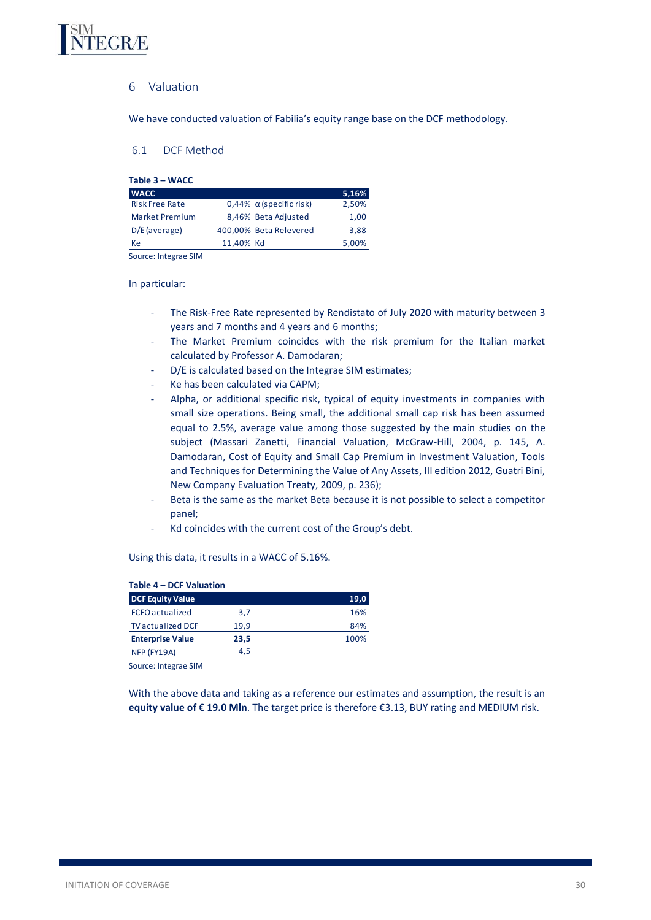# 6 Valuation

We have conducted valuation of Fabilia's equity range base on the DCF methodology.

## 6.1 DCF Method

**Table 3 – WACC**

| WACC | | | 5,16% |
|---|---|---|---|
| Risk Free Rate | 0,44% | α (specific risk) | 2,50% |
| Market Premium | 8,46% | Beta Adjusted | 1,00 |
| D/E (average) | 400,00% | Beta Relevered | 3,88 |
| Ke | 11,40% | Kd | 5,00% |

Source: Integrae SIM

In particular:

- The Risk-Free Rate represented by Rendistato of July 2020 with maturity between 3 years and 7 months and 4 years and 6 months;
- The Market Premium coincides with the risk premium for the Italian market calculated by Professor A. Damodaran;
- D/E is calculated based on the Integrae SIM estimates;
- Ke has been calculated via CAPM;
- Alpha, or additional specific risk, typical of equity investments in companies with small size operations. Being small, the additional small cap risk has been assumed equal to 2.5%, average value among those suggested by the main studies on the subject (Massari Zanetti, Financial Valuation, McGraw-Hill, 2004, p. 145, A. Damodaran, Cost of Equity and Small Cap Premium in Investment Valuation, Tools and Techniques for Determining the Value of Any Assets, III edition 2012, Guatri Bini, New Company Evaluation Treaty, 2009, p. 236);
- Beta is the same as the market Beta because it is not possible to select a competitor panel;
- Kd coincides with the current cost of the Group's debt.

Using this data, it results in a WACC of 5.16%.

**Table 4 – DCF Valuation**

| DCF Equity Value | | 19,0 |
|---|---|---|
| FCFO actualized | 3,7 | 16% |
| TV actualized DCF | 19,9 | 84% |
| **Enterprise Value** | **23,5** | 100% |
| NFP (FY19A) | 4,5 | |

Source: Integrae SIM

With the above data and taking as a reference our estimates and assumption, the result is an **equity value of € 19.0 Mln**. The target price is therefore €3.13, BUY rating and MEDIUM risk.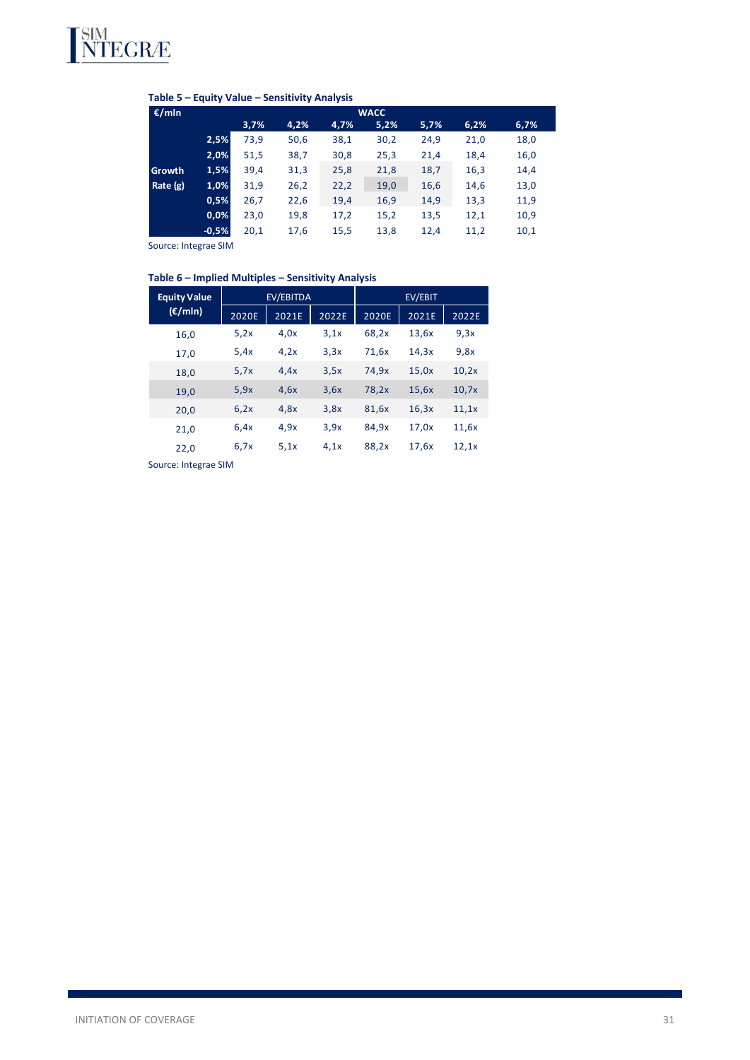**Table 5 – Equity Value – Sensitivity Analysis**

| €/mln | | WACC | | | | | | |
|---|---|---|---|---|---|---|---|---|
| | | 3,7% | 4,2% | 4,7% | 5,2% | 5,7% | 6,2% | 6,7% |
| Growth Rate (g) | 2,5% | 73,9 | 50,6 | 38,1 | 30,2 | 24,9 | 21,0 | 18,0 |
| | 2,0% | 51,5 | 38,7 | 30,8 | 25,3 | 21,4 | 18,4 | 16,0 |
| | 1,5% | 39,4 | 31,3 | 25,8 | 21,8 | 18,7 | 16,3 | 14,4 |
| | 1,0% | 31,9 | 26,2 | 22,2 | 19,0 | 16,6 | 14,6 | 13,0 |
| | 0,5% | 26,7 | 22,6 | 19,4 | 16,9 | 14,9 | 13,3 | 11,9 |
| | 0,0% | 23,0 | 19,8 | 17,2 | 15,2 | 13,5 | 12,1 | 10,9 |
| | -0,5% | 20,1 | 17,6 | 15,5 | 13,8 | 12,4 | 11,2 | 10,1 |

Source: Integrae SIM

**Table 6 – Implied Multiples – Sensitivity Analysis**

| Equity Value (€/mln) | EV/EBITDA | | | EV/EBIT | | |
|---|---|---|---|---|---|---|
| | 2020E | 2021E | 2022E | 2020E | 2021E | 2022E |
| 16,0 | 5,2x | 4,0x | 3,1x | 68,2x | 13,6x | 9,3x |
| 17,0 | 5,4x | 4,2x | 3,3x | 71,6x | 14,3x | 9,8x |
| 18,0 | 5,7x | 4,4x | 3,5x | 74,9x | 15,0x | 10,2x |
| 19,0 | 5,9x | 4,6x | 3,6x | 78,2x | 15,6x | 10,7x |
| 20,0 | 6,2x | 4,8x | 3,8x | 81,6x | 16,3x | 11,1x |
| 21,0 | 6,4x | 4,9x | 3,9x | 84,9x | 17,0x | 11,6x |
| 22,0 | 6,7x | 5,1x | 4,1x | 88,2x | 17,6x | 12,1x |

Source: Integrae SIM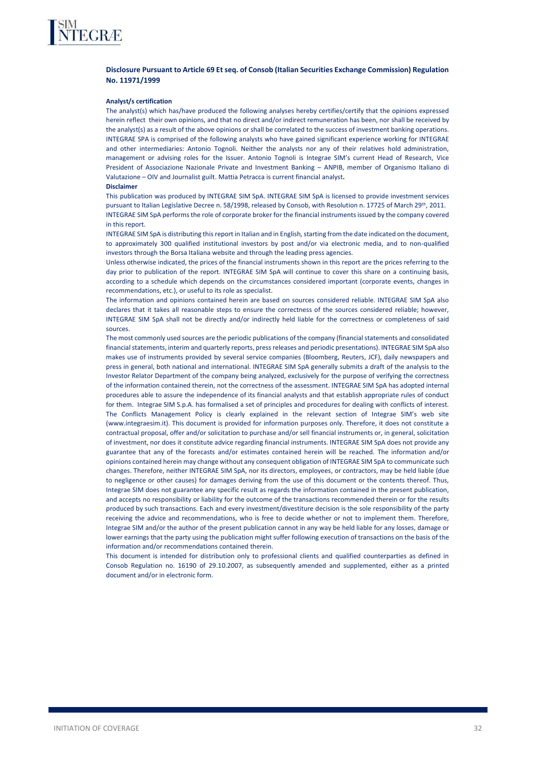## Disclosure Pursuant to Article 69 Et seq. of Consob (Italian Securities Exchange Commission) Regulation No. 11971/1999

**Analyst/s certification**

The analyst(s) which has/have produced the following analyses hereby certifies/certify that the opinions expressed herein reflect their own opinions, and that no direct and/or indirect remuneration has been, nor shall be received by the analyst(s) as a result of the above opinions or shall be correlated to the success of investment banking operations. INTEGRAE SPA is comprised of the following analysts who have gained significant experience working for INTEGRAE and other intermediaries: Antonio Tognoli. Neither the analysts nor any of their relatives hold administration, management or advising roles for the Issuer. Antonio Tognoli is Integrae SIM's current Head of Research, Vice President of Associazione Nazionale Private and Investment Banking – ANPIB, member of Organismo Italiano di Valutazione – OIV and Journalist guilt. Mattia Petracca is current financial analyst**.**

**Disclaimer**

This publication was produced by INTEGRAE SIM SpA. INTEGRAE SIM SpA is licensed to provide investment services pursuant to Italian Legislative Decree n. 58/1998, released by Consob, with Resolution n. 17725 of March 29th, 2011.

INTEGRAE SIM SpA performs the role of corporate broker for the financial instruments issued by the company covered in this report.

INTEGRAE SIM SpA is distributing this report in Italian and in English, starting from the date indicated on the document, to approximately 300 qualified institutional investors by post and/or via electronic media, and to non-qualified investors through the Borsa Italiana website and through the leading press agencies.

Unless otherwise indicated, the prices of the financial instruments shown in this report are the prices referring to the day prior to publication of the report. INTEGRAE SIM SpA will continue to cover this share on a continuing basis, according to a schedule which depends on the circumstances considered important (corporate events, changes in recommendations, etc.), or useful to its role as specialist.

The information and opinions contained herein are based on sources considered reliable. INTEGRAE SIM SpA also declares that it takes all reasonable steps to ensure the correctness of the sources considered reliable; however, INTEGRAE SIM SpA shall not be directly and/or indirectly held liable for the correctness or completeness of said sources.

The most commonly used sources are the periodic publications of the company (financial statements and consolidated financial statements, interim and quarterly reports, press releases and periodic presentations). INTEGRAE SIM SpA also makes use of instruments provided by several service companies (Bloomberg, Reuters, JCF), daily newspapers and press in general, both national and international. INTEGRAE SIM SpA generally submits a draft of the analysis to the Investor Relator Department of the company being analyzed, exclusively for the purpose of verifying the correctness of the information contained therein, not the correctness of the assessment. INTEGRAE SIM SpA has adopted internal procedures able to assure the independence of its financial analysts and that establish appropriate rules of conduct for them. Integrae SIM S.p.A. has formalised a set of principles and procedures for dealing with conflicts of interest. The Conflicts Management Policy is clearly explained in the relevant section of Integrae SIM's web site (www.integraesim.it). This document is provided for information purposes only. Therefore, it does not constitute a contractual proposal, offer and/or solicitation to purchase and/or sell financial instruments or, in general, solicitation of investment, nor does it constitute advice regarding financial instruments. INTEGRAE SIM SpA does not provide any guarantee that any of the forecasts and/or estimates contained herein will be reached. The information and/or opinions contained herein may change without any consequent obligation of INTEGRAE SIM SpA to communicate such changes. Therefore, neither INTEGRAE SIM SpA, nor its directors, employees, or contractors, may be held liable (due to negligence or other causes) for damages deriving from the use of this document or the contents thereof. Thus, Integrae SIM does not guarantee any specific result as regards the information contained in the present publication, and accepts no responsibility or liability for the outcome of the transactions recommended therein or for the results produced by such transactions. Each and every investment/divestiture decision is the sole responsibility of the party receiving the advice and recommendations, who is free to decide whether or not to implement them. Therefore, Integrae SIM and/or the author of the present publication cannot in any way be held liable for any losses, damage or lower earnings that the party using the publication might suffer following execution of transactions on the basis of the information and/or recommendations contained therein.

This document is intended for distribution only to professional clients and qualified counterparties as defined in Consob Regulation no. 16190 of 29.10.2007, as subsequently amended and supplemented, either as a printed document and/or in electronic form.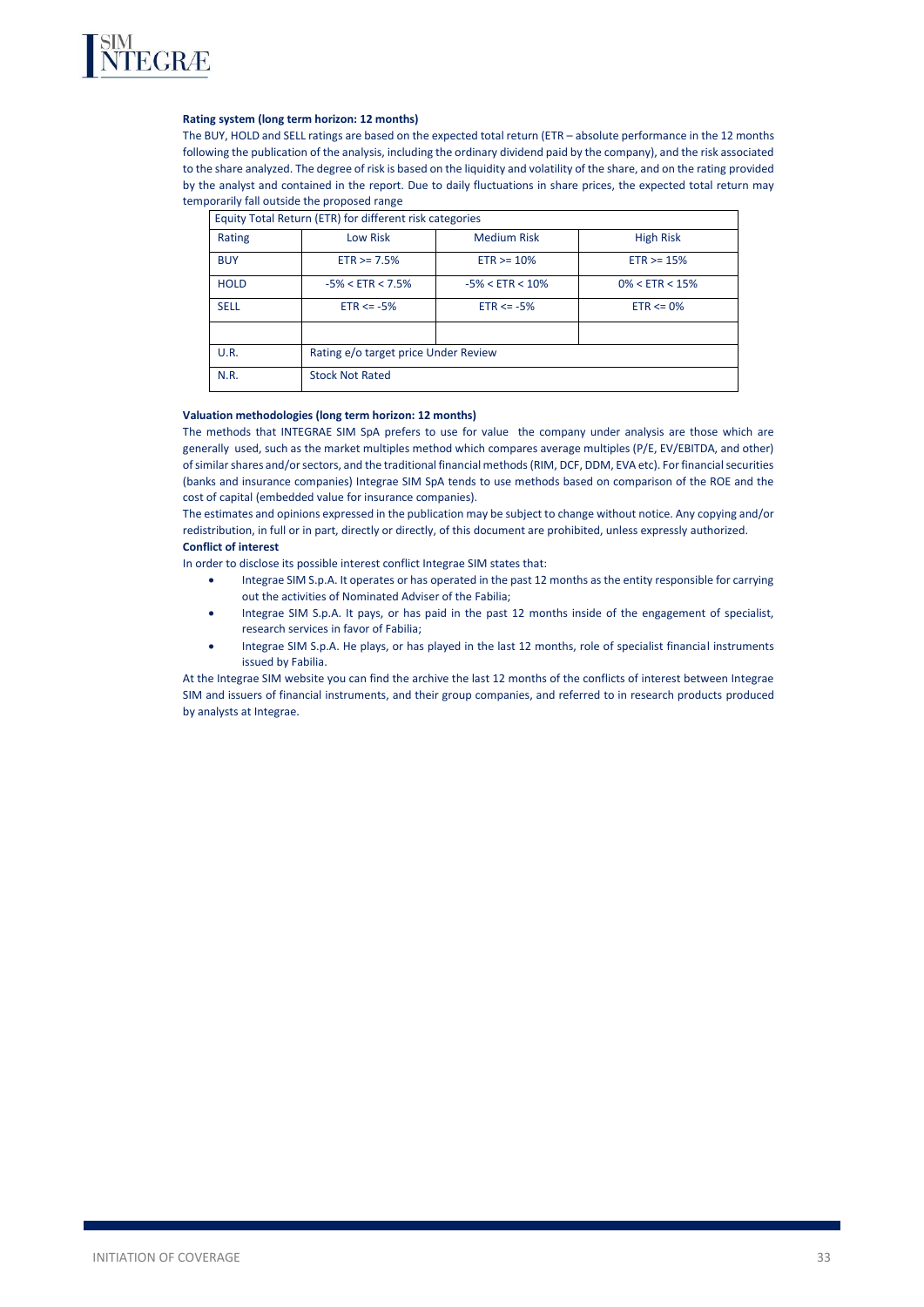**Rating system (long term horizon: 12 months)**

The BUY, HOLD and SELL ratings are based on the expected total return (ETR – absolute performance in the 12 months following the publication of the analysis, including the ordinary dividend paid by the company), and the risk associated to the share analyzed. The degree of risk is based on the liquidity and volatility of the share, and on the rating provided by the analyst and contained in the report. Due to daily fluctuations in share prices, the expected total return may temporarily fall outside the proposed range

| Equity Total Return (ETR) for different risk categories | | | |
|---|---|---|---|
| Rating | Low Risk | Medium Risk | High Risk |
| BUY | ETR >= 7.5% | ETR >= 10% | ETR >= 15% |
| HOLD | -5% < ETR < 7.5% | -5% < ETR < 10% | 0% < ETR < 15% |
| SELL | ETR <= -5% | ETR <= -5% | ETR <= 0% |
| | | | |
| U.R. | Rating e/o target price Under Review | | |
| N.R. | Stock Not Rated | | |

**Valuation methodologies (long term horizon: 12 months)**

The methods that INTEGRAE SIM SpA prefers to use for value the company under analysis are those which are generally used, such as the market multiples method which compares average multiples (P/E, EV/EBITDA, and other) of similar shares and/or sectors, and the traditional financial methods (RIM, DCF, DDM, EVA etc). For financial securities (banks and insurance companies) Integrae SIM SpA tends to use methods based on comparison of the ROE and the cost of capital (embedded value for insurance companies).

The estimates and opinions expressed in the publication may be subject to change without notice. Any copying and/or redistribution, in full or in part, directly or directly, of this document are prohibited, unless expressly authorized.

**Conflict of interest**

In order to disclose its possible interest conflict Integrae SIM states that:

- Integrae SIM S.p.A. It operates or has operated in the past 12 months as the entity responsible for carrying out the activities of Nominated Adviser of the Fabilia;
- Integrae SIM S.p.A. It pays, or has paid in the past 12 months inside of the engagement of specialist, research services in favor of Fabilia;
- Integrae SIM S.p.A. He plays, or has played in the last 12 months, role of specialist financial instruments issued by Fabilia.

At the Integrae SIM website you can find the archive the last 12 months of the conflicts of interest between Integrae SIM and issuers of financial instruments, and their group companies, and referred to in research products produced by analysts at Integrae.